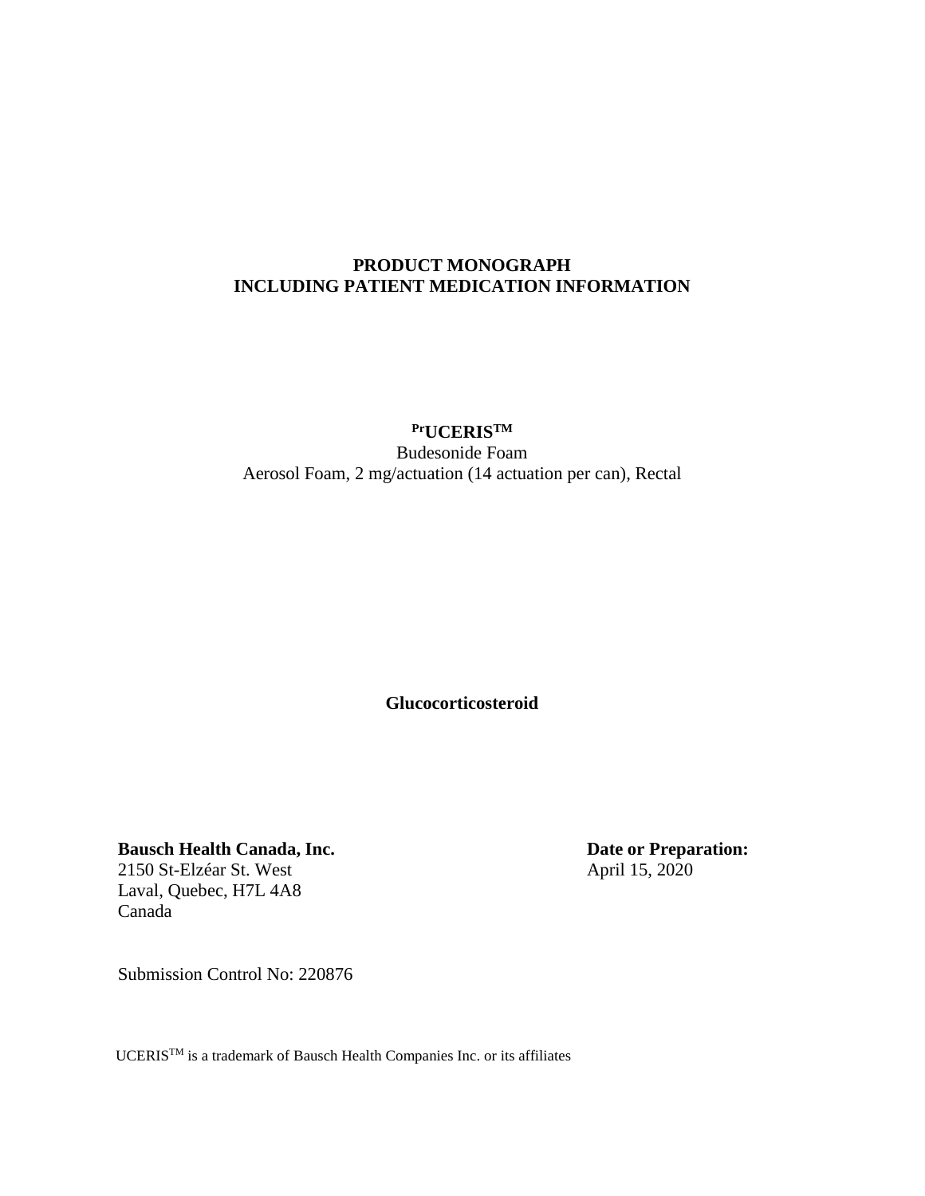**PRODUCT MONOGRAPH**
**INCLUDING PATIENT MEDICATION INFORMATION**

**PrUCERIS™**
Budesonide Foam
Aerosol Foam, 2 mg/actuation (14 actuation per can), Rectal

**Glucocorticosteroid**

**Bausch Health Canada, Inc.**
2150 St-Elzéar St. West
Laval, Quebec, H7L 4A8
Canada

**Date or Preparation:**
April 15, 2020

Submission Control No: 220876

UCERIS™ is a trademark of Bausch Health Companies Inc. or its affiliates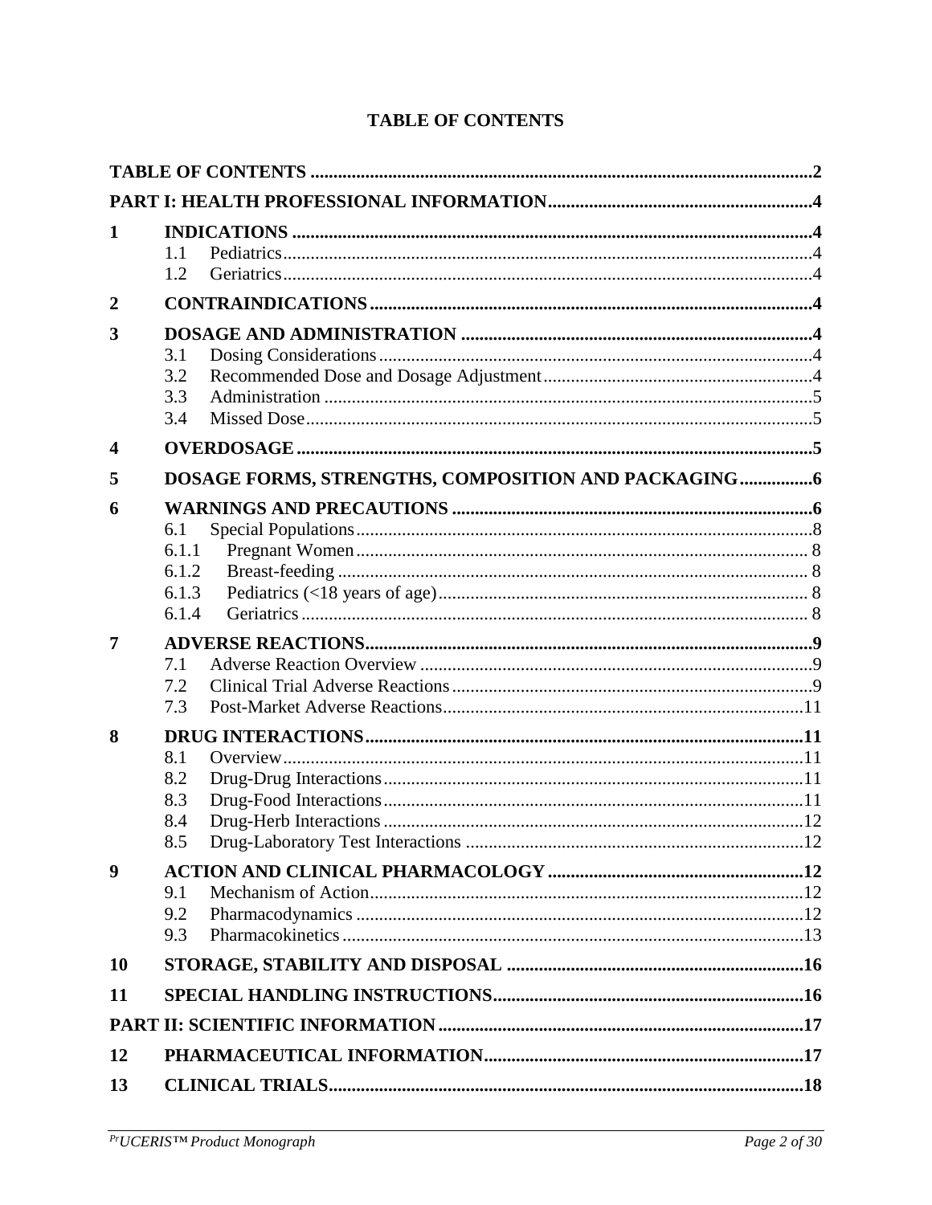# TABLE OF CONTENTS

| | | |
|---|---|---|
| **TABLE OF CONTENTS** | | **2** |
| **PART I: HEALTH PROFESSIONAL INFORMATION** | | **4** |
| **1** | **INDICATIONS** | **4** |
| | 1.1 Pediatrics | 4 |
| | 1.2 Geriatrics | 4 |
| **2** | **CONTRAINDICATIONS** | **4** |
| **3** | **DOSAGE AND ADMINISTRATION** | **4** |
| | 3.1 Dosing Considerations | 4 |
| | 3.2 Recommended Dose and Dosage Adjustment | 4 |
| | 3.3 Administration | 5 |
| | 3.4 Missed Dose | 5 |
| **4** | **OVERDOSAGE** | **5** |
| **5** | **DOSAGE FORMS, STRENGTHS, COMPOSITION AND PACKAGING** | **6** |
| **6** | **WARNINGS AND PRECAUTIONS** | **6** |
| | 6.1 Special Populations | 8 |
| | 6.1.1 Pregnant Women | 8 |
| | 6.1.2 Breast-feeding | 8 |
| | 6.1.3 Pediatrics (<18 years of age) | 8 |
| | 6.1.4 Geriatrics | 8 |
| **7** | **ADVERSE REACTIONS** | **9** |
| | 7.1 Adverse Reaction Overview | 9 |
| | 7.2 Clinical Trial Adverse Reactions | 9 |
| | 7.3 Post-Market Adverse Reactions | 11 |
| **8** | **DRUG INTERACTIONS** | **11** |
| | 8.1 Overview | 11 |
| | 8.2 Drug-Drug Interactions | 11 |
| | 8.3 Drug-Food Interactions | 11 |
| | 8.4 Drug-Herb Interactions | 12 |
| | 8.5 Drug-Laboratory Test Interactions | 12 |
| **9** | **ACTION AND CLINICAL PHARMACOLOGY** | **12** |
| | 9.1 Mechanism of Action | 12 |
| | 9.2 Pharmacodynamics | 12 |
| | 9.3 Pharmacokinetics | 13 |
| **10** | **STORAGE, STABILITY AND DISPOSAL** | **16** |
| **11** | **SPECIAL HANDLING INSTRUCTIONS** | **16** |
| **PART II: SCIENTIFIC INFORMATION** | | **17** |
| **12** | **PHARMACEUTICAL INFORMATION** | **17** |
| **13** | **CLINICAL TRIALS** | **18** |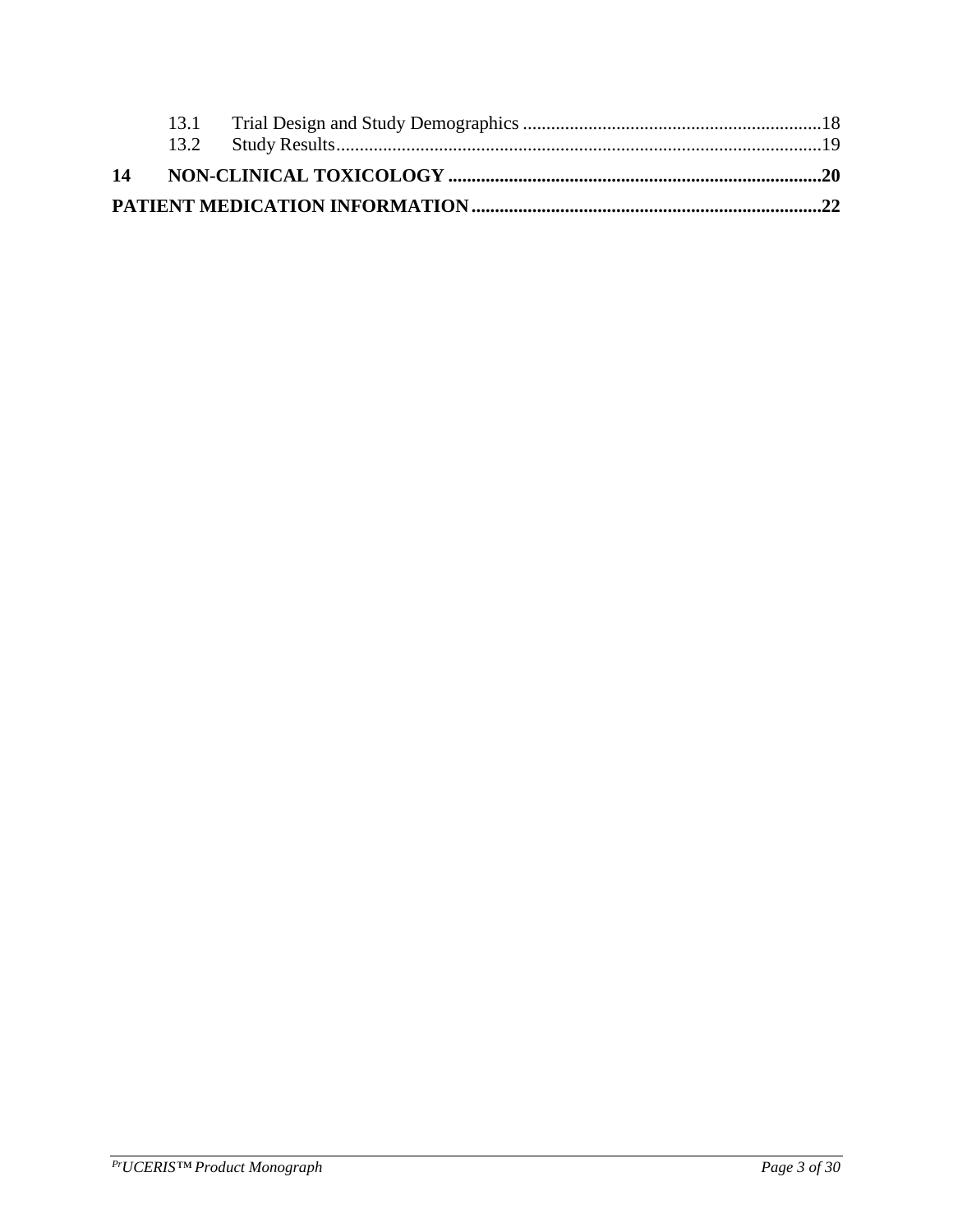13.1 Trial Design and Study Demographics ....................................................................18
13.2 Study Results...........................................................................................................19

**14 NON-CLINICAL TOXICOLOGY ...................................................................................20**

**PATIENT MEDICATION INFORMATION..............................................................................22**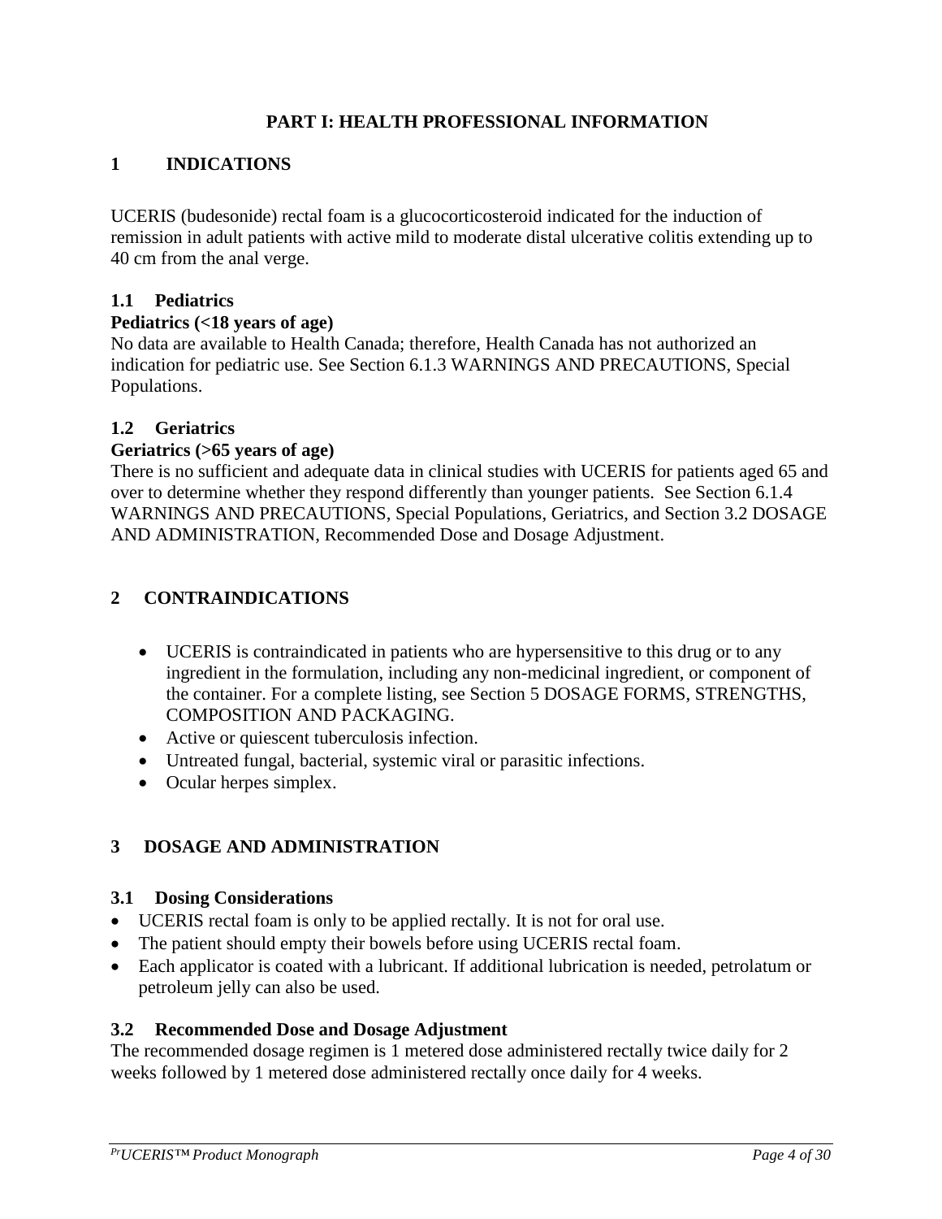# PART I: HEALTH PROFESSIONAL INFORMATION

## 1 INDICATIONS

UCERIS (budesonide) rectal foam is a glucocorticosteroid indicated for the induction of remission in adult patients with active mild to moderate distal ulcerative colitis extending up to 40 cm from the anal verge.

### 1.1 Pediatrics

**Pediatrics (<18 years of age)**
No data are available to Health Canada; therefore, Health Canada has not authorized an indication for pediatric use. See Section 6.1.3 WARNINGS AND PRECAUTIONS, Special Populations.

### 1.2 Geriatrics

**Geriatrics (>65 years of age)**
There is no sufficient and adequate data in clinical studies with UCERIS for patients aged 65 and over to determine whether they respond differently than younger patients. See Section 6.1.4 WARNINGS AND PRECAUTIONS, Special Populations, Geriatrics, and Section 3.2 DOSAGE AND ADMINISTRATION, Recommended Dose and Dosage Adjustment.

## 2 CONTRAINDICATIONS

- UCERIS is contraindicated in patients who are hypersensitive to this drug or to any ingredient in the formulation, including any non-medicinal ingredient, or component of the container. For a complete listing, see Section 5 DOSAGE FORMS, STRENGTHS, COMPOSITION AND PACKAGING.
- Active or quiescent tuberculosis infection.
- Untreated fungal, bacterial, systemic viral or parasitic infections.
- Ocular herpes simplex.

## 3 DOSAGE AND ADMINISTRATION

### 3.1 Dosing Considerations

- UCERIS rectal foam is only to be applied rectally. It is not for oral use.
- The patient should empty their bowels before using UCERIS rectal foam.
- Each applicator is coated with a lubricant. If additional lubrication is needed, petrolatum or petroleum jelly can also be used.

### 3.2 Recommended Dose and Dosage Adjustment

The recommended dosage regimen is 1 metered dose administered rectally twice daily for 2 weeks followed by 1 metered dose administered rectally once daily for 4 weeks.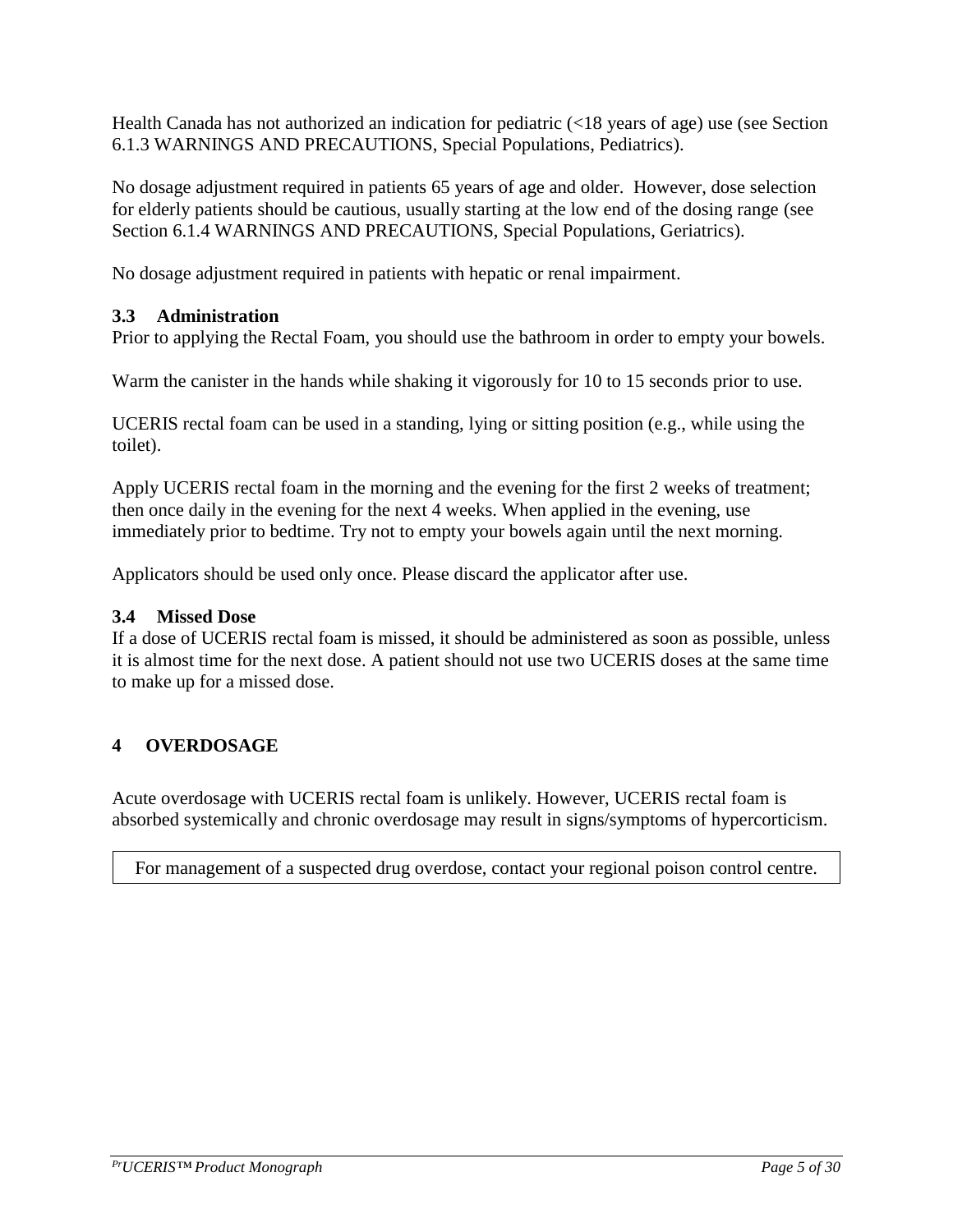Health Canada has not authorized an indication for pediatric (<18 years of age) use (see Section 6.1.3 WARNINGS AND PRECAUTIONS, Special Populations, Pediatrics).

No dosage adjustment required in patients 65 years of age and older. However, dose selection for elderly patients should be cautious, usually starting at the low end of the dosing range (see Section 6.1.4 WARNINGS AND PRECAUTIONS, Special Populations, Geriatrics).

No dosage adjustment required in patients with hepatic or renal impairment.

### 3.3 Administration

Prior to applying the Rectal Foam, you should use the bathroom in order to empty your bowels.

Warm the canister in the hands while shaking it vigorously for 10 to 15 seconds prior to use.

UCERIS rectal foam can be used in a standing, lying or sitting position (e.g., while using the toilet).

Apply UCERIS rectal foam in the morning and the evening for the first 2 weeks of treatment; then once daily in the evening for the next 4 weeks. When applied in the evening, use immediately prior to bedtime. Try not to empty your bowels again until the next morning.

Applicators should be used only once. Please discard the applicator after use.

### 3.4 Missed Dose

If a dose of UCERIS rectal foam is missed, it should be administered as soon as possible, unless it is almost time for the next dose. A patient should not use two UCERIS doses at the same time to make up for a missed dose.

## 4 OVERDOSAGE

Acute overdosage with UCERIS rectal foam is unlikely. However, UCERIS rectal foam is absorbed systemically and chronic overdosage may result in signs/symptoms of hypercorticism.

| For management of a suspected drug overdose, contact your regional poison control centre. |
|---|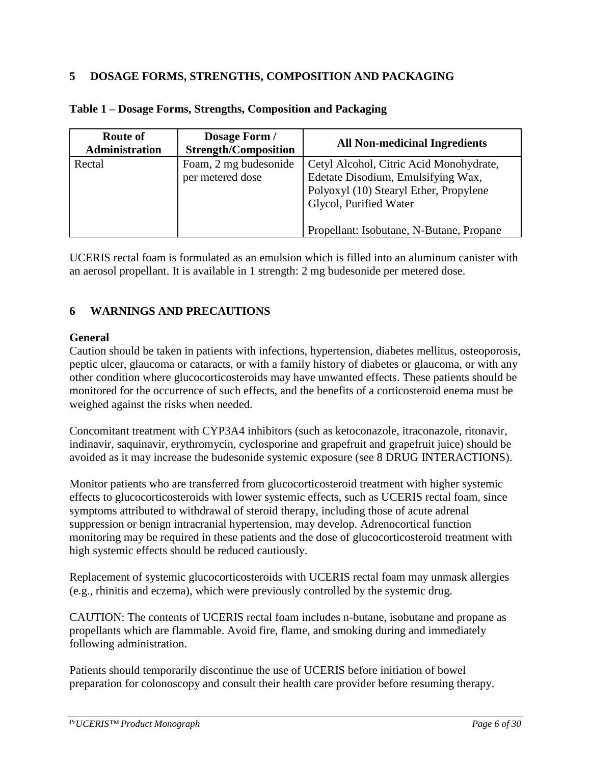## 5 DOSAGE FORMS, STRENGTHS, COMPOSITION AND PACKAGING

**Table 1 – Dosage Forms, Strengths, Composition and Packaging**

| Route of Administration | Dosage Form / Strength/Composition | All Non-medicinal Ingredients |
|---|---|---|
| Rectal | Foam, 2 mg budesonide per metered dose | Cetyl Alcohol, Citric Acid Monohydrate, Edetate Disodium, Emulsifying Wax, Polyoxyl (10) Stearyl Ether, Propylene Glycol, Purified Water<br><br>Propellant: Isobutane, N-Butane, Propane |

UCERIS rectal foam is formulated as an emulsion which is filled into an aluminum canister with an aerosol propellant. It is available in 1 strength: 2 mg budesonide per metered dose.

## 6 WARNINGS AND PRECAUTIONS

**General**

Caution should be taken in patients with infections, hypertension, diabetes mellitus, osteoporosis, peptic ulcer, glaucoma or cataracts, or with a family history of diabetes or glaucoma, or with any other condition where glucocorticosteroids may have unwanted effects. These patients should be monitored for the occurrence of such effects, and the benefits of a corticosteroid enema must be weighed against the risks when needed.

Concomitant treatment with CYP3A4 inhibitors (such as ketoconazole, itraconazole, ritonavir, indinavir, saquinavir, erythromycin, cyclosporine and grapefruit and grapefruit juice) should be avoided as it may increase the budesonide systemic exposure (see 8 DRUG INTERACTIONS).

Monitor patients who are transferred from glucocorticosteroid treatment with higher systemic effects to glucocorticosteroids with lower systemic effects, such as UCERIS rectal foam, since symptoms attributed to withdrawal of steroid therapy, including those of acute adrenal suppression or benign intracranial hypertension, may develop. Adrenocortical function monitoring may be required in these patients and the dose of glucocorticosteroid treatment with high systemic effects should be reduced cautiously.

Replacement of systemic glucocorticosteroids with UCERIS rectal foam may unmask allergies (e.g., rhinitis and eczema), which were previously controlled by the systemic drug.

CAUTION: The contents of UCERIS rectal foam includes n-butane, isobutane and propane as propellants which are flammable. Avoid fire, flame, and smoking during and immediately following administration.

Patients should temporarily discontinue the use of UCERIS before initiation of bowel preparation for colonoscopy and consult their health care provider before resuming therapy.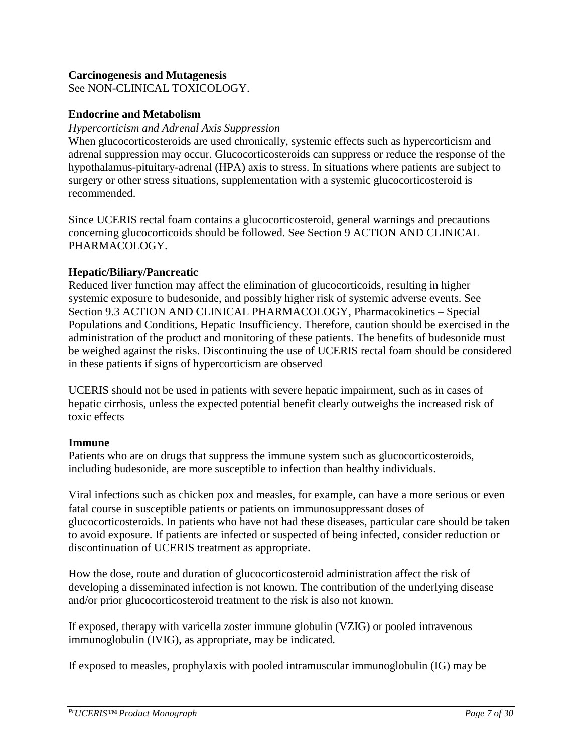**Carcinogenesis and Mutagenesis**
See NON-CLINICAL TOXICOLOGY.

**Endocrine and Metabolism**

*Hypercorticism and Adrenal Axis Suppression*
When glucocorticosteroids are used chronically, systemic effects such as hypercorticism and adrenal suppression may occur. Glucocorticosteroids can suppress or reduce the response of the hypothalamus-pituitary-adrenal (HPA) axis to stress. In situations where patients are subject to surgery or other stress situations, supplementation with a systemic glucocorticosteroid is recommended.

Since UCERIS rectal foam contains a glucocorticosteroid, general warnings and precautions concerning glucocorticoids should be followed. See Section 9 ACTION AND CLINICAL PHARMACOLOGY.

**Hepatic/Biliary/Pancreatic**
Reduced liver function may affect the elimination of glucocorticoids, resulting in higher systemic exposure to budesonide, and possibly higher risk of systemic adverse events. See Section 9.3 ACTION AND CLINICAL PHARMACOLOGY, Pharmacokinetics – Special Populations and Conditions, Hepatic Insufficiency. Therefore, caution should be exercised in the administration of the product and monitoring of these patients. The benefits of budesonide must be weighed against the risks. Discontinuing the use of UCERIS rectal foam should be considered in these patients if signs of hypercorticism are observed

UCERIS should not be used in patients with severe hepatic impairment, such as in cases of hepatic cirrhosis, unless the expected potential benefit clearly outweighs the increased risk of toxic effects

**Immune**
Patients who are on drugs that suppress the immune system such as glucocorticosteroids, including budesonide, are more susceptible to infection than healthy individuals.

Viral infections such as chicken pox and measles, for example, can have a more serious or even fatal course in susceptible patients or patients on immunosuppressant doses of glucocorticosteroids. In patients who have not had these diseases, particular care should be taken to avoid exposure. If patients are infected or suspected of being infected, consider reduction or discontinuation of UCERIS treatment as appropriate.

How the dose, route and duration of glucocorticosteroid administration affect the risk of developing a disseminated infection is not known. The contribution of the underlying disease and/or prior glucocorticosteroid treatment to the risk is also not known.

If exposed, therapy with varicella zoster immune globulin (VZIG) or pooled intravenous immunoglobulin (IVIG), as appropriate, may be indicated.

If exposed to measles, prophylaxis with pooled intramuscular immunoglobulin (IG) may be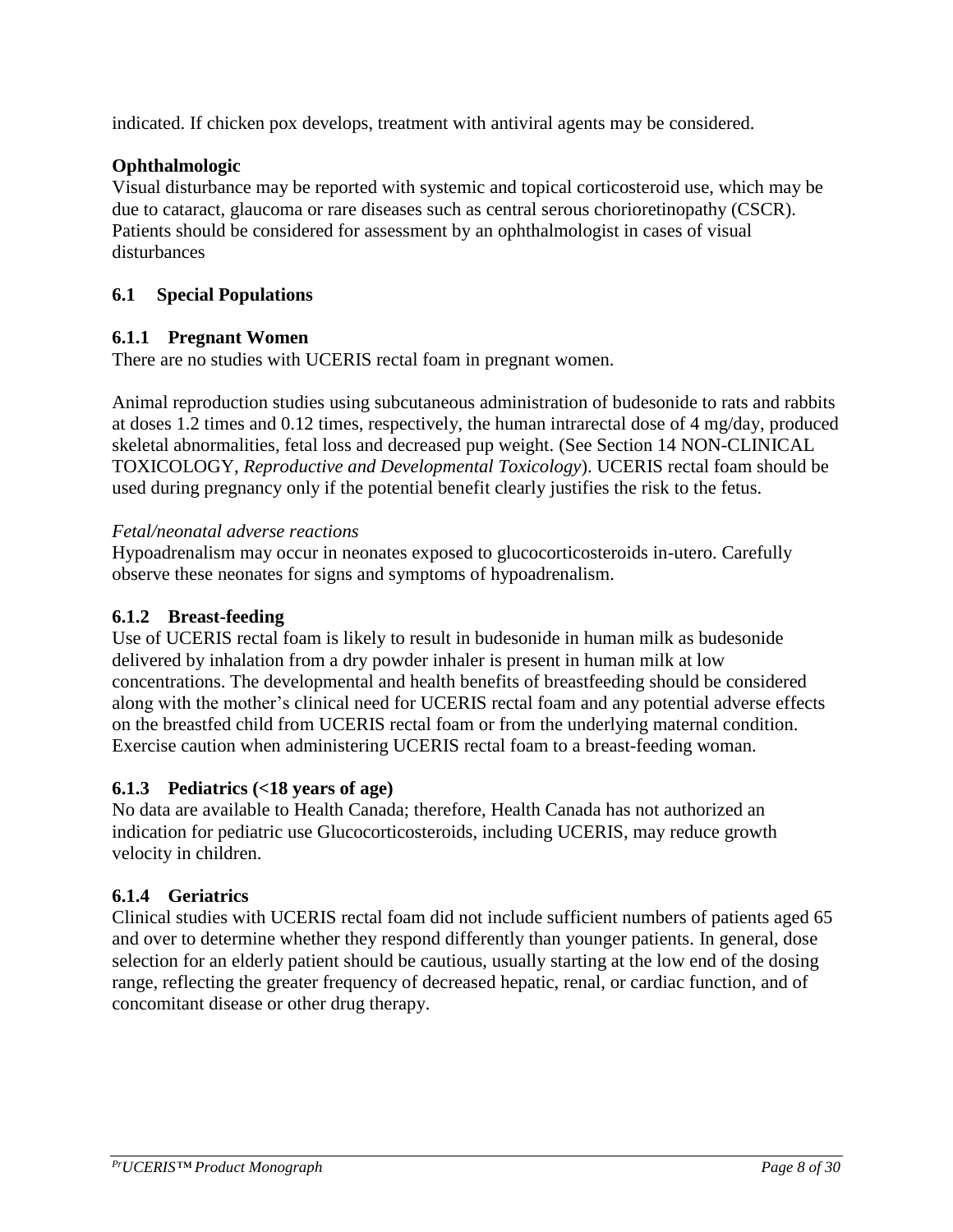indicated. If chicken pox develops, treatment with antiviral agents may be considered.

**Ophthalmologic**

Visual disturbance may be reported with systemic and topical corticosteroid use, which may be due to cataract, glaucoma or rare diseases such as central serous chorioretinopathy (CSCR). Patients should be considered for assessment by an ophthalmologist in cases of visual disturbances

### 6.1 Special Populations

#### 6.1.1 Pregnant Women

There are no studies with UCERIS rectal foam in pregnant women.

Animal reproduction studies using subcutaneous administration of budesonide to rats and rabbits at doses 1.2 times and 0.12 times, respectively, the human intrarectal dose of 4 mg/day, produced skeletal abnormalities, fetal loss and decreased pup weight. (See Section 14 NON-CLINICAL TOXICOLOGY, *Reproductive and Developmental Toxicology*). UCERIS rectal foam should be used during pregnancy only if the potential benefit clearly justifies the risk to the fetus.

*Fetal/neonatal adverse reactions*

Hypoadrenalism may occur in neonates exposed to glucocorticosteroids in-utero. Carefully observe these neonates for signs and symptoms of hypoadrenalism.

#### 6.1.2 Breast-feeding

Use of UCERIS rectal foam is likely to result in budesonide in human milk as budesonide delivered by inhalation from a dry powder inhaler is present in human milk at low concentrations. The developmental and health benefits of breastfeeding should be considered along with the mother's clinical need for UCERIS rectal foam and any potential adverse effects on the breastfed child from UCERIS rectal foam or from the underlying maternal condition. Exercise caution when administering UCERIS rectal foam to a breast-feeding woman.

#### 6.1.3 Pediatrics (<18 years of age)

No data are available to Health Canada; therefore, Health Canada has not authorized an indication for pediatric use Glucocorticosteroids, including UCERIS, may reduce growth velocity in children.

#### 6.1.4 Geriatrics

Clinical studies with UCERIS rectal foam did not include sufficient numbers of patients aged 65 and over to determine whether they respond differently than younger patients. In general, dose selection for an elderly patient should be cautious, usually starting at the low end of the dosing range, reflecting the greater frequency of decreased hepatic, renal, or cardiac function, and of concomitant disease or other drug therapy.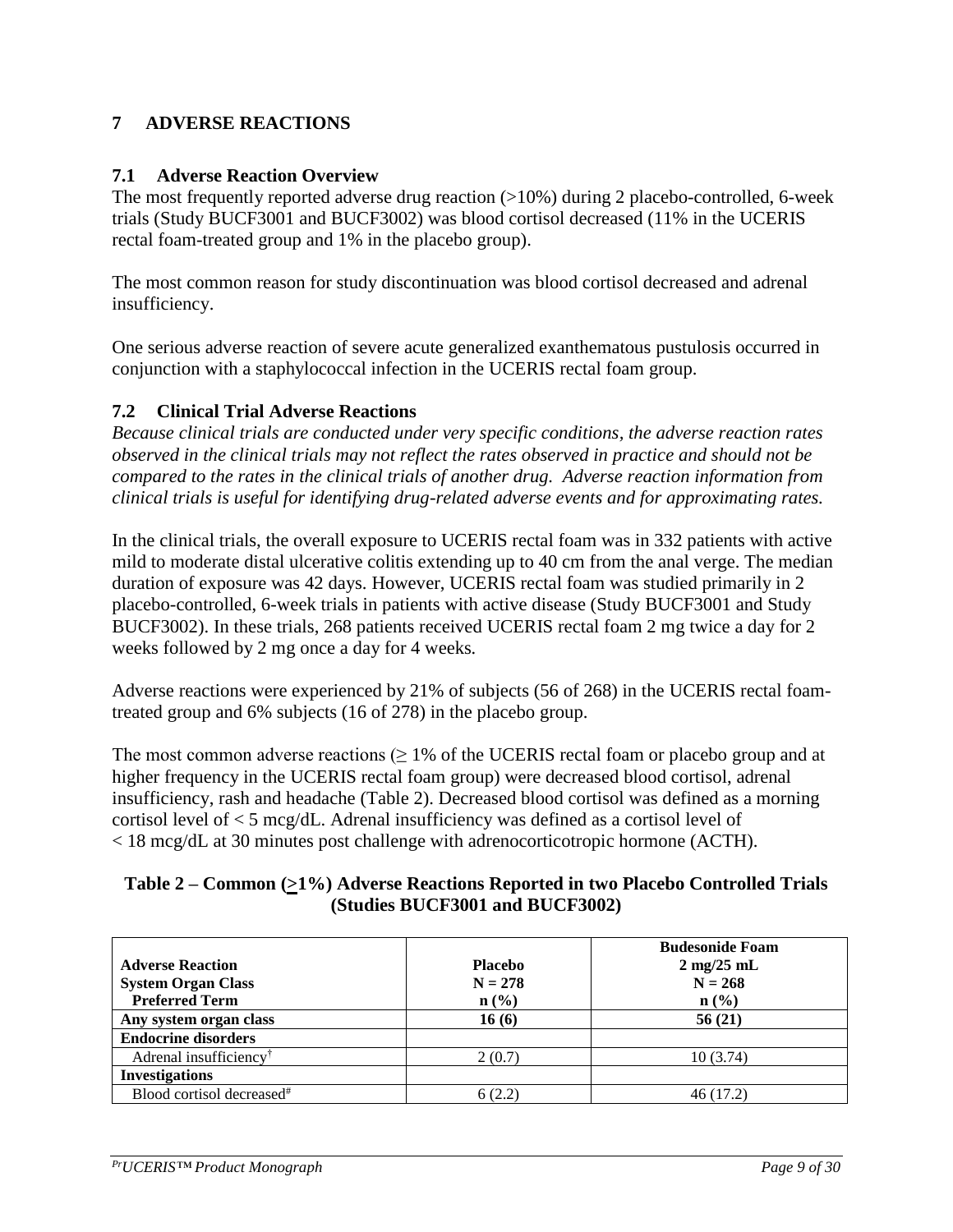## 7 ADVERSE REACTIONS

### 7.1 Adverse Reaction Overview

The most frequently reported adverse drug reaction (>10%) during 2 placebo-controlled, 6-week trials (Study BUCF3001 and BUCF3002) was blood cortisol decreased (11% in the UCERIS rectal foam-treated group and 1% in the placebo group).

The most common reason for study discontinuation was blood cortisol decreased and adrenal insufficiency.

One serious adverse reaction of severe acute generalized exanthematous pustulosis occurred in conjunction with a staphylococcal infection in the UCERIS rectal foam group.

### 7.2 Clinical Trial Adverse Reactions

*Because clinical trials are conducted under very specific conditions, the adverse reaction rates observed in the clinical trials may not reflect the rates observed in practice and should not be compared to the rates in the clinical trials of another drug. Adverse reaction information from clinical trials is useful for identifying drug-related adverse events and for approximating rates.*

In the clinical trials, the overall exposure to UCERIS rectal foam was in 332 patients with active mild to moderate distal ulcerative colitis extending up to 40 cm from the anal verge. The median duration of exposure was 42 days. However, UCERIS rectal foam was studied primarily in 2 placebo-controlled, 6-week trials in patients with active disease (Study BUCF3001 and Study BUCF3002). In these trials, 268 patients received UCERIS rectal foam 2 mg twice a day for 2 weeks followed by 2 mg once a day for 4 weeks.

Adverse reactions were experienced by 21% of subjects (56 of 268) in the UCERIS rectal foam-treated group and 6% subjects (16 of 278) in the placebo group.

The most common adverse reactions (≥ 1% of the UCERIS rectal foam or placebo group and at higher frequency in the UCERIS rectal foam group) were decreased blood cortisol, adrenal insufficiency, rash and headache (Table 2). Decreased blood cortisol was defined as a morning cortisol level of < 5 mcg/dL. Adrenal insufficiency was defined as a cortisol level of < 18 mcg/dL at 30 minutes post challenge with adrenocorticotropic hormone (ACTH).

**Table 2 – Common (≥1%) Adverse Reactions Reported in two Placebo Controlled Trials (Studies BUCF3001 and BUCF3002)**

| Adverse Reaction<br>System Organ Class<br>Preferred Term | Placebo<br>N = 278<br>n (%) | Budesonide Foam<br>2 mg/25 mL<br>N = 268<br>n (%) |
|---|---|---|
| **Any system organ class** | **16 (6)** | **56 (21)** |
| **Endocrine disorders** | | |
| Adrenal insufficiency† | 2 (0.7) | 10 (3.74) |
| **Investigations** | | |
| Blood cortisol decreased# | 6 (2.2) | 46 (17.2) |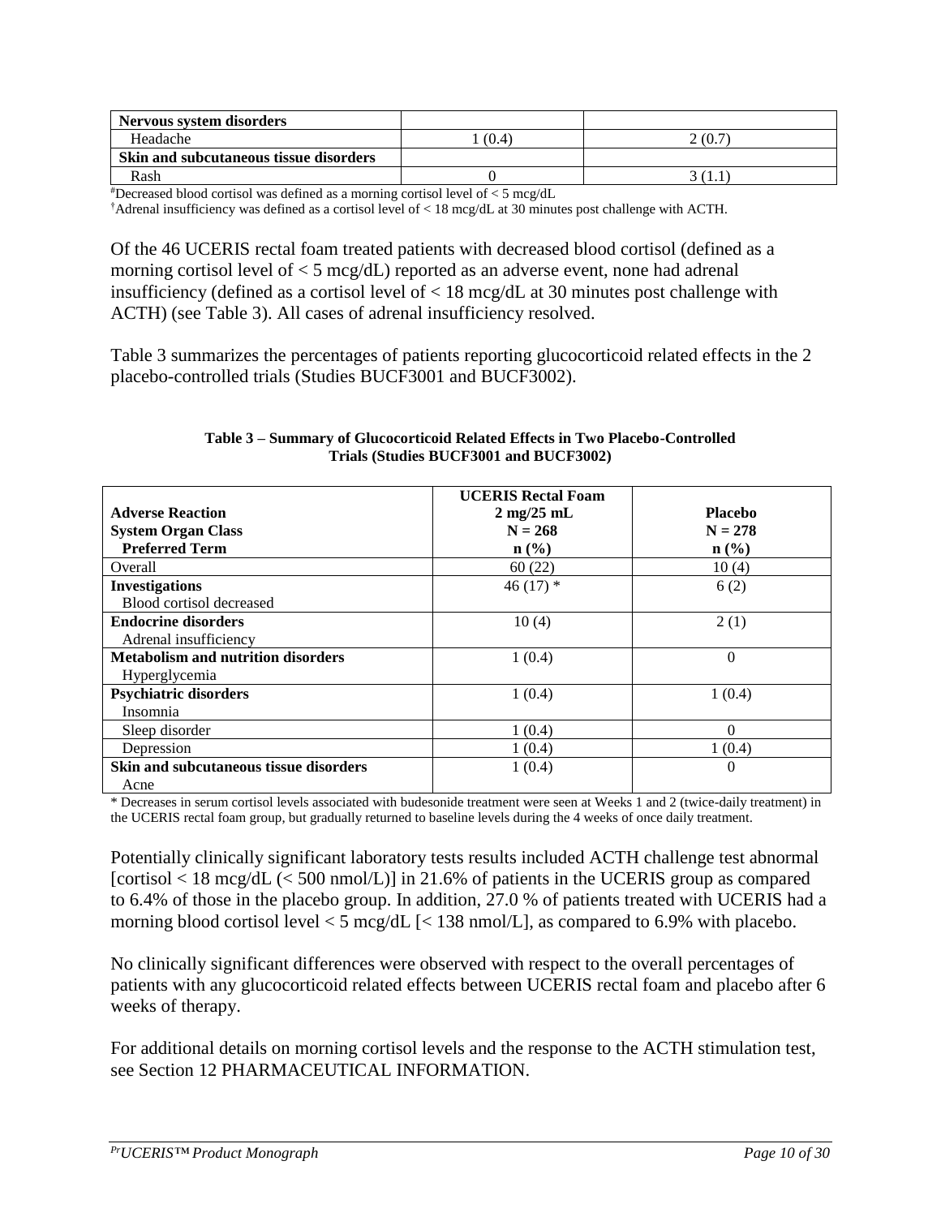| **Nervous system disorders** | | |
|---|---|---|
| Headache | 1 (0.4) | 2 (0.7) |
| **Skin and subcutaneous tissue disorders** | | |
| Rash | 0 | 3 (1.1) |

#Decreased blood cortisol was defined as a morning cortisol level of < 5 mcg/dL

†Adrenal insufficiency was defined as a cortisol level of < 18 mcg/dL at 30 minutes post challenge with ACTH.

Of the 46 UCERIS rectal foam treated patients with decreased blood cortisol (defined as a morning cortisol level of < 5 mcg/dL) reported as an adverse event, none had adrenal insufficiency (defined as a cortisol level of < 18 mcg/dL at 30 minutes post challenge with ACTH) (see Table 3). All cases of adrenal insufficiency resolved.

Table 3 summarizes the percentages of patients reporting glucocorticoid related effects in the 2 placebo-controlled trials (Studies BUCF3001 and BUCF3002).

**Table 3 – Summary of Glucocorticoid Related Effects in Two Placebo-Controlled Trials (Studies BUCF3001 and BUCF3002)**

| **Adverse Reaction**<br>**System Organ Class**<br>**Preferred Term** | **UCERIS Rectal Foam**<br>**2 mg/25 mL**<br>**N = 268**<br>**n (%)** | **Placebo**<br>**N = 278**<br>**n (%)** |
|---|---|---|
| Overall | 60 (22) | 10 (4) |
| **Investigations**<br>Blood cortisol decreased | 46 (17) * | 6 (2) |
| **Endocrine disorders**<br>Adrenal insufficiency | 10 (4) | 2 (1) |
| **Metabolism and nutrition disorders**<br>Hyperglycemia | 1 (0.4) | 0 |
| **Psychiatric disorders**<br>Insomnia | 1 (0.4) | 1 (0.4) |
| Sleep disorder | 1 (0.4) | 0 |
| Depression | 1 (0.4) | 1 (0.4) |
| **Skin and subcutaneous tissue disorders**<br>Acne | 1 (0.4) | 0 |

* Decreases in serum cortisol levels associated with budesonide treatment were seen at Weeks 1 and 2 (twice-daily treatment) in the UCERIS rectal foam group, but gradually returned to baseline levels during the 4 weeks of once daily treatment.

Potentially clinically significant laboratory tests results included ACTH challenge test abnormal [cortisol < 18 mcg/dL (< 500 nmol/L)] in 21.6% of patients in the UCERIS group as compared to 6.4% of those in the placebo group. In addition, 27.0 % of patients treated with UCERIS had a morning blood cortisol level < 5 mcg/dL [< 138 nmol/L], as compared to 6.9% with placebo.

No clinically significant differences were observed with respect to the overall percentages of patients with any glucocorticoid related effects between UCERIS rectal foam and placebo after 6 weeks of therapy.

For additional details on morning cortisol levels and the response to the ACTH stimulation test, see Section 12 PHARMACEUTICAL INFORMATION.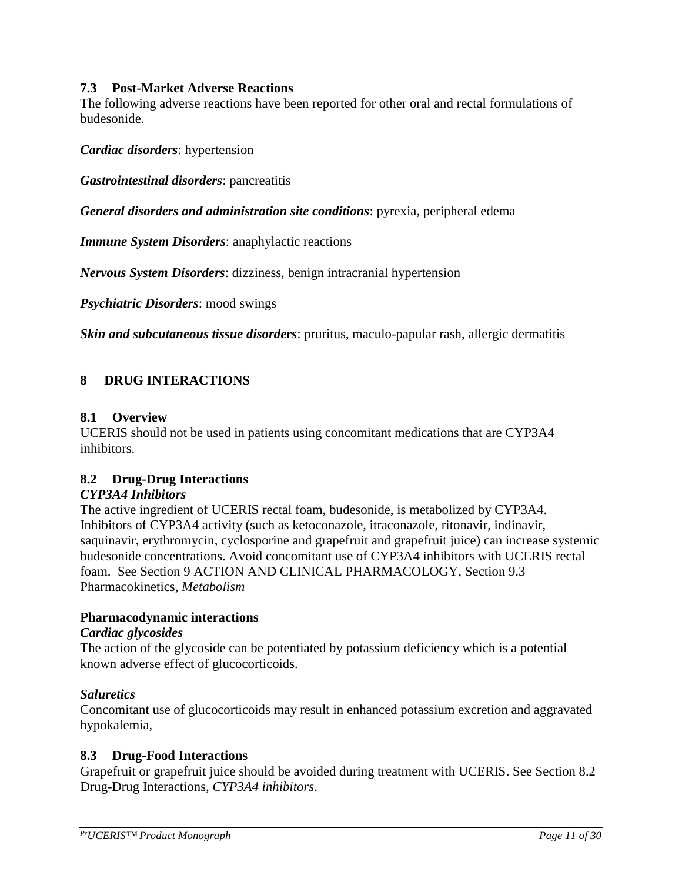### 7.3 Post-Market Adverse Reactions

The following adverse reactions have been reported for other oral and rectal formulations of budesonide.

***Cardiac disorders***: hypertension

***Gastrointestinal disorders***: pancreatitis

***General disorders and administration site conditions***: pyrexia, peripheral edema

***Immune System Disorders***: anaphylactic reactions

***Nervous System Disorders***: dizziness, benign intracranial hypertension

***Psychiatric Disorders***: mood swings

***Skin and subcutaneous tissue disorders***: pruritus, maculo-papular rash, allergic dermatitis

## 8 DRUG INTERACTIONS

### 8.1 Overview

UCERIS should not be used in patients using concomitant medications that are CYP3A4 inhibitors.

### 8.2 Drug-Drug Interactions

***CYP3A4 Inhibitors***

The active ingredient of UCERIS rectal foam, budesonide, is metabolized by CYP3A4. Inhibitors of CYP3A4 activity (such as ketoconazole, itraconazole, ritonavir, indinavir, saquinavir, erythromycin, cyclosporine and grapefruit and grapefruit juice) can increase systemic budesonide concentrations. Avoid concomitant use of CYP3A4 inhibitors with UCERIS rectal foam. See Section 9 ACTION AND CLINICAL PHARMACOLOGY, Section 9.3 Pharmacokinetics, *Metabolism*

**Pharmacodynamic interactions**

***Cardiac glycosides***

The action of the glycoside can be potentiated by potassium deficiency which is a potential known adverse effect of glucocorticoids.

***Saluretics***

Concomitant use of glucocorticoids may result in enhanced potassium excretion and aggravated hypokalemia,

### 8.3 Drug-Food Interactions

Grapefruit or grapefruit juice should be avoided during treatment with UCERIS. See Section 8.2 Drug-Drug Interactions, *CYP3A4 inhibitors*.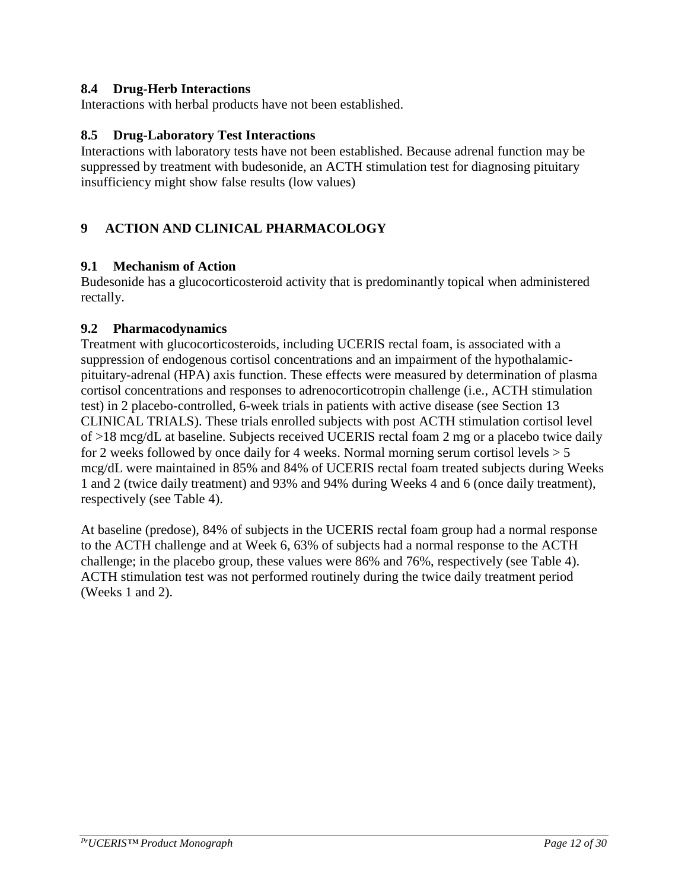### 8.4 Drug-Herb Interactions

Interactions with herbal products have not been established.

### 8.5 Drug-Laboratory Test Interactions

Interactions with laboratory tests have not been established. Because adrenal function may be suppressed by treatment with budesonide, an ACTH stimulation test for diagnosing pituitary insufficiency might show false results (low values)

## 9 ACTION AND CLINICAL PHARMACOLOGY

### 9.1 Mechanism of Action

Budesonide has a glucocorticosteroid activity that is predominantly topical when administered rectally.

### 9.2 Pharmacodynamics

Treatment with glucocorticosteroids, including UCERIS rectal foam, is associated with a suppression of endogenous cortisol concentrations and an impairment of the hypothalamic-pituitary-adrenal (HPA) axis function. These effects were measured by determination of plasma cortisol concentrations and responses to adrenocorticotropin challenge (i.e., ACTH stimulation test) in 2 placebo-controlled, 6-week trials in patients with active disease (see Section 13 CLINICAL TRIALS). These trials enrolled subjects with post ACTH stimulation cortisol level of >18 mcg/dL at baseline. Subjects received UCERIS rectal foam 2 mg or a placebo twice daily for 2 weeks followed by once daily for 4 weeks. Normal morning serum cortisol levels > 5 mcg/dL were maintained in 85% and 84% of UCERIS rectal foam treated subjects during Weeks 1 and 2 (twice daily treatment) and 93% and 94% during Weeks 4 and 6 (once daily treatment), respectively (see Table 4).

At baseline (predose), 84% of subjects in the UCERIS rectal foam group had a normal response to the ACTH challenge and at Week 6, 63% of subjects had a normal response to the ACTH challenge; in the placebo group, these values were 86% and 76%, respectively (see Table 4). ACTH stimulation test was not performed routinely during the twice daily treatment period (Weeks 1 and 2).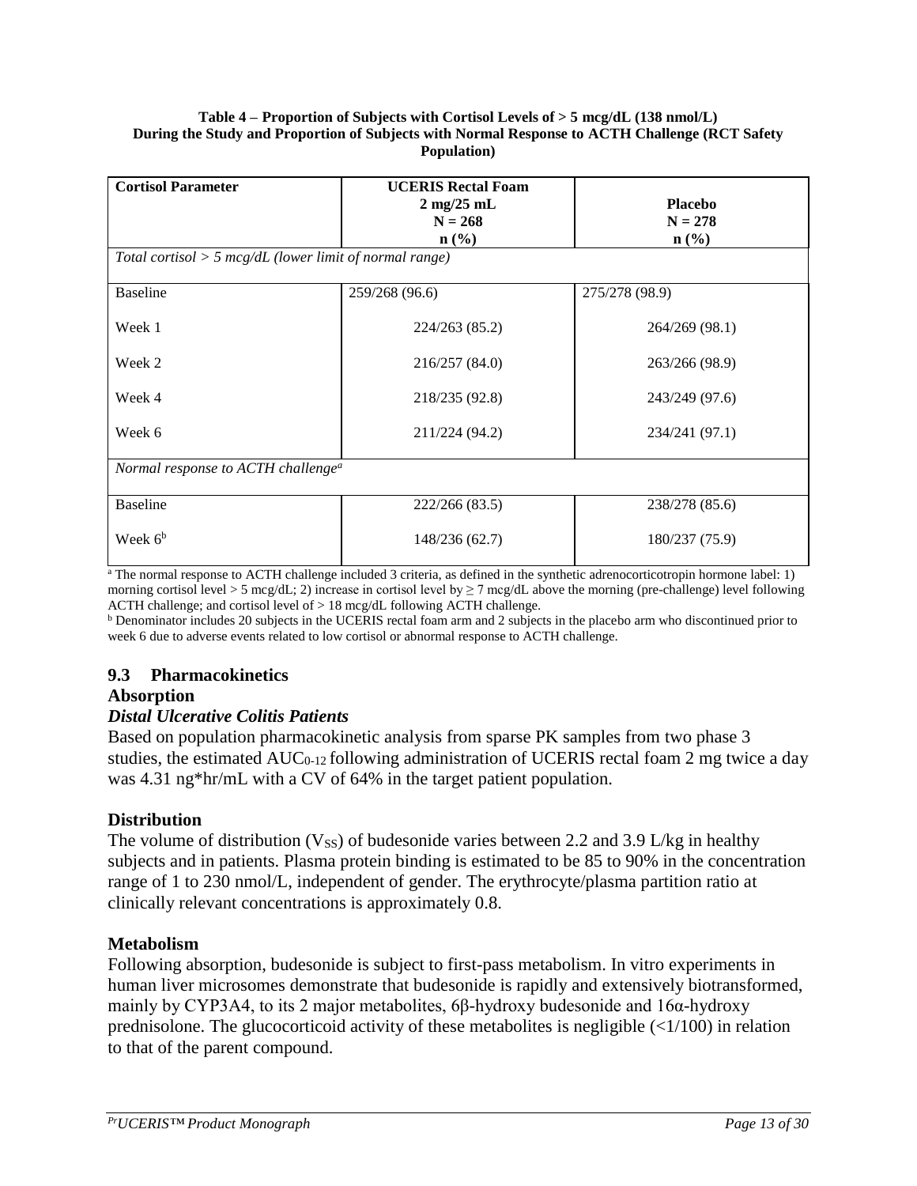**Table 4 – Proportion of Subjects with Cortisol Levels of > 5 mcg/dL (138 nmol/L) During the Study and Proportion of Subjects with Normal Response to ACTH Challenge (RCT Safety Population)**

| Cortisol Parameter | UCERIS Rectal Foam 2 mg/25 mL N = 268 n (%) | Placebo N = 278 n (%) |
|---|---|---|
| *Total cortisol > 5 mcg/dL (lower limit of normal range)* | | |
| Baseline | 259/268 (96.6) | 275/278 (98.9) |
| Week 1 | 224/263 (85.2) | 264/269 (98.1) |
| Week 2 | 216/257 (84.0) | 263/266 (98.9) |
| Week 4 | 218/235 (92.8) | 243/249 (97.6) |
| Week 6 | 211/224 (94.2) | 234/241 (97.1) |
| *Normal response to ACTH challenge*[a] | | |
| Baseline | 222/266 (83.5) | 238/278 (85.6) |
| Week 6[b] | 148/236 (62.7) | 180/237 (75.9) |

[a] The normal response to ACTH challenge included 3 criteria, as defined in the synthetic adrenocorticotropin hormone label: 1) morning cortisol level > 5 mcg/dL; 2) increase in cortisol level by ≥ 7 mcg/dL above the morning (pre-challenge) level following ACTH challenge; and cortisol level of > 18 mcg/dL following ACTH challenge.

[b] Denominator includes 20 subjects in the UCERIS rectal foam arm and 2 subjects in the placebo arm who discontinued prior to week 6 due to adverse events related to low cortisol or abnormal response to ACTH challenge.

## 9.3 Pharmacokinetics

### Absorption

***Distal Ulcerative Colitis Patients***

Based on population pharmacokinetic analysis from sparse PK samples from two phase 3 studies, the estimated $AUC_{0\text{-}12}$ following administration of UCERIS rectal foam 2 mg twice a day was 4.31 ng*hr/mL with a CV of 64% in the target patient population.

### Distribution

The volume of distribution ($V_{SS}$) of budesonide varies between 2.2 and 3.9 L/kg in healthy subjects and in patients. Plasma protein binding is estimated to be 85 to 90% in the concentration range of 1 to 230 nmol/L, independent of gender. The erythrocyte/plasma partition ratio at clinically relevant concentrations is approximately 0.8.

### Metabolism

Following absorption, budesonide is subject to first-pass metabolism. In vitro experiments in human liver microsomes demonstrate that budesonide is rapidly and extensively biotransformed, mainly by CYP3A4, to its 2 major metabolites, 6β-hydroxy budesonide and 16α-hydroxy prednisolone. The glucocorticoid activity of these metabolites is negligible (<1/100) in relation to that of the parent compound.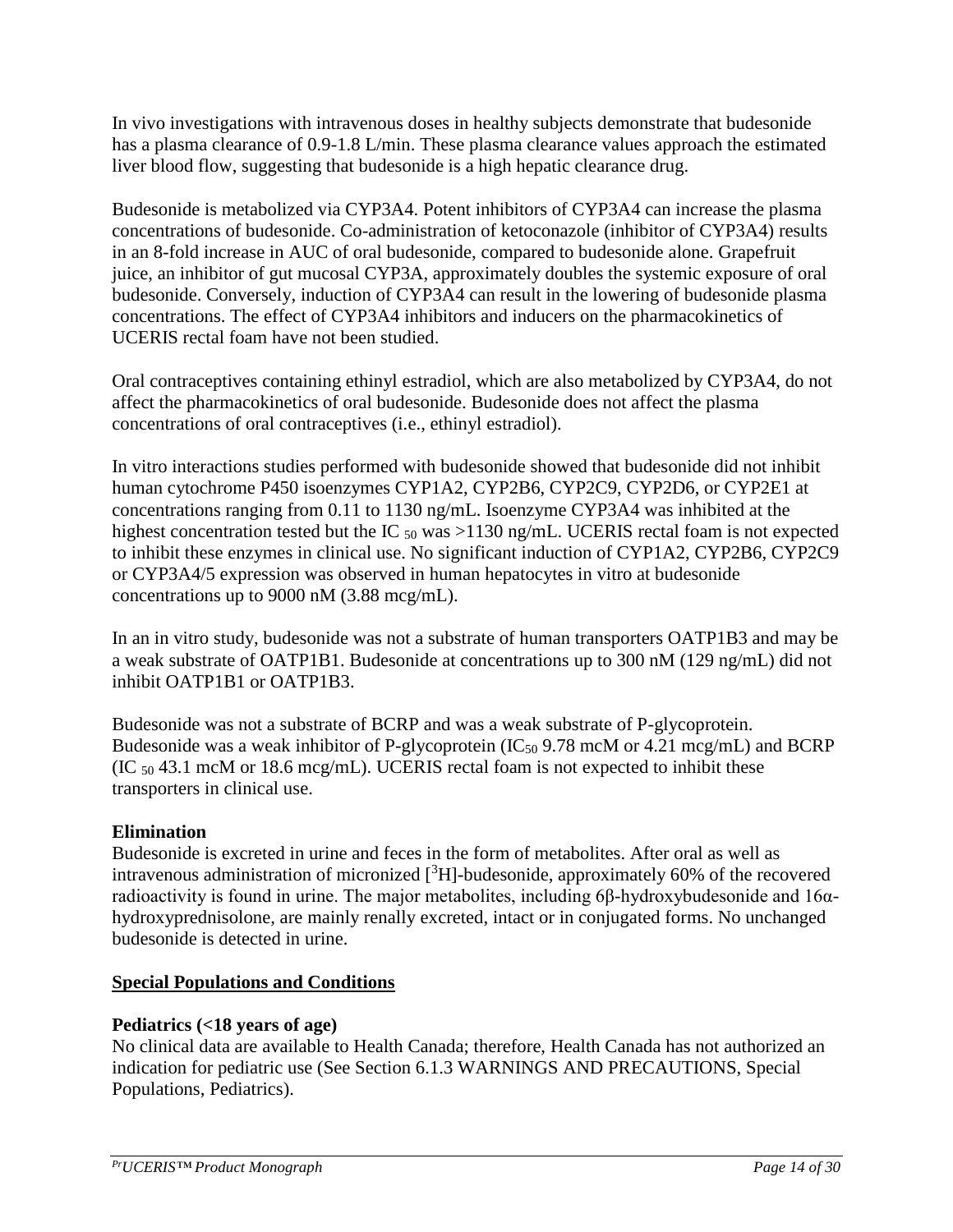In vivo investigations with intravenous doses in healthy subjects demonstrate that budesonide has a plasma clearance of 0.9-1.8 L/min. These plasma clearance values approach the estimated liver blood flow, suggesting that budesonide is a high hepatic clearance drug.

Budesonide is metabolized via CYP3A4. Potent inhibitors of CYP3A4 can increase the plasma concentrations of budesonide. Co-administration of ketoconazole (inhibitor of CYP3A4) results in an 8-fold increase in AUC of oral budesonide, compared to budesonide alone. Grapefruit juice, an inhibitor of gut mucosal CYP3A, approximately doubles the systemic exposure of oral budesonide. Conversely, induction of CYP3A4 can result in the lowering of budesonide plasma concentrations. The effect of CYP3A4 inhibitors and inducers on the pharmacokinetics of UCERIS rectal foam have not been studied.

Oral contraceptives containing ethinyl estradiol, which are also metabolized by CYP3A4, do not affect the pharmacokinetics of oral budesonide. Budesonide does not affect the plasma concentrations of oral contraceptives (i.e., ethinyl estradiol).

In vitro interactions studies performed with budesonide showed that budesonide did not inhibit human cytochrome P450 isoenzymes CYP1A2, CYP2B6, CYP2C9, CYP2D6, or CYP2E1 at concentrations ranging from 0.11 to 1130 ng/mL. Isoenzyme CYP3A4 was inhibited at the highest concentration tested but the $IC_{50}$ was >1130 ng/mL. UCERIS rectal foam is not expected to inhibit these enzymes in clinical use. No significant induction of CYP1A2, CYP2B6, CYP2C9 or CYP3A4/5 expression was observed in human hepatocytes in vitro at budesonide concentrations up to 9000 nM (3.88 mcg/mL).

In an in vitro study, budesonide was not a substrate of human transporters OATP1B3 and may be a weak substrate of OATP1B1. Budesonide at concentrations up to 300 nM (129 ng/mL) did not inhibit OATP1B1 or OATP1B3.

Budesonide was not a substrate of BCRP and was a weak substrate of P-glycoprotein. Budesonide was a weak inhibitor of P-glycoprotein ($IC_{50}$ 9.78 mcM or 4.21 mcg/mL) and BCRP ($IC_{50}$ 43.1 mcM or 18.6 mcg/mL). UCERIS rectal foam is not expected to inhibit these transporters in clinical use.

**Elimination**

Budesonide is excreted in urine and feces in the form of metabolites. After oral as well as intravenous administration of micronized [$^3$H]-budesonide, approximately 60% of the recovered radioactivity is found in urine. The major metabolites, including 6β-hydroxybudesonide and 16α-hydroxyprednisolone, are mainly renally excreted, intact or in conjugated forms. No unchanged budesonide is detected in urine.

**Special Populations and Conditions**

**Pediatrics (<18 years of age)**

No clinical data are available to Health Canada; therefore, Health Canada has not authorized an indication for pediatric use (See Section 6.1.3 WARNINGS AND PRECAUTIONS, Special Populations, Pediatrics).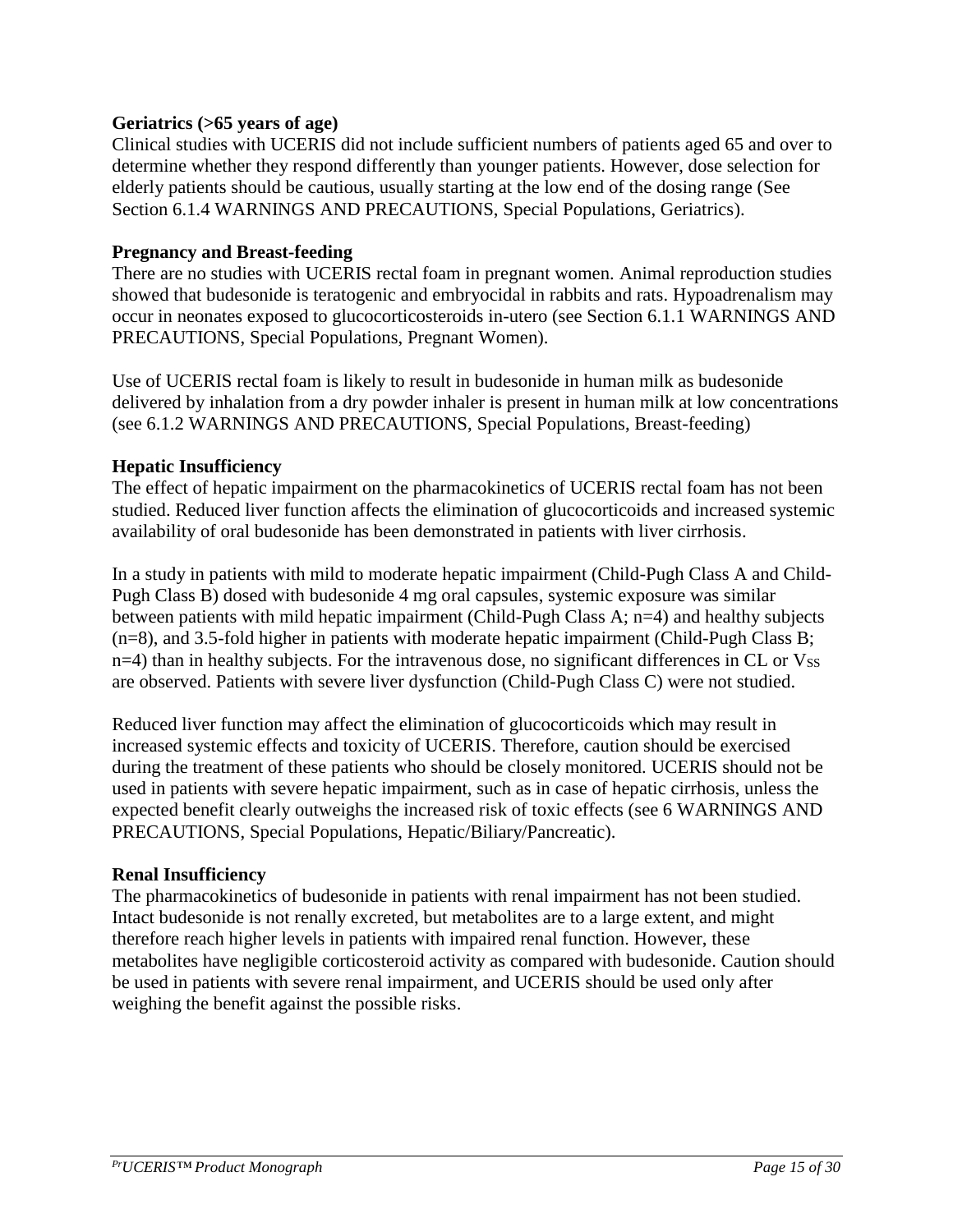**Geriatrics (>65 years of age)**

Clinical studies with UCERIS did not include sufficient numbers of patients aged 65 and over to determine whether they respond differently than younger patients. However, dose selection for elderly patients should be cautious, usually starting at the low end of the dosing range (See Section 6.1.4 WARNINGS AND PRECAUTIONS, Special Populations, Geriatrics).

**Pregnancy and Breast-feeding**

There are no studies with UCERIS rectal foam in pregnant women. Animal reproduction studies showed that budesonide is teratogenic and embryocidal in rabbits and rats. Hypoadrenalism may occur in neonates exposed to glucocorticosteroids in-utero (see Section 6.1.1 WARNINGS AND PRECAUTIONS, Special Populations, Pregnant Women).

Use of UCERIS rectal foam is likely to result in budesonide in human milk as budesonide delivered by inhalation from a dry powder inhaler is present in human milk at low concentrations (see 6.1.2 WARNINGS AND PRECAUTIONS, Special Populations, Breast-feeding)

**Hepatic Insufficiency**

The effect of hepatic impairment on the pharmacokinetics of UCERIS rectal foam has not been studied. Reduced liver function affects the elimination of glucocorticoids and increased systemic availability of oral budesonide has been demonstrated in patients with liver cirrhosis.

In a study in patients with mild to moderate hepatic impairment (Child-Pugh Class A and Child-Pugh Class B) dosed with budesonide 4 mg oral capsules, systemic exposure was similar between patients with mild hepatic impairment (Child-Pugh Class A; n=4) and healthy subjects (n=8), and 3.5-fold higher in patients with moderate hepatic impairment (Child-Pugh Class B; n=4) than in healthy subjects. For the intravenous dose, no significant differences in CL or $V_{SS}$ are observed. Patients with severe liver dysfunction (Child-Pugh Class C) were not studied.

Reduced liver function may affect the elimination of glucocorticoids which may result in increased systemic effects and toxicity of UCERIS. Therefore, caution should be exercised during the treatment of these patients who should be closely monitored. UCERIS should not be used in patients with severe hepatic impairment, such as in case of hepatic cirrhosis, unless the expected benefit clearly outweighs the increased risk of toxic effects (see 6 WARNINGS AND PRECAUTIONS, Special Populations, Hepatic/Biliary/Pancreatic).

**Renal Insufficiency**

The pharmacokinetics of budesonide in patients with renal impairment has not been studied. Intact budesonide is not renally excreted, but metabolites are to a large extent, and might therefore reach higher levels in patients with impaired renal function. However, these metabolites have negligible corticosteroid activity as compared with budesonide. Caution should be used in patients with severe renal impairment, and UCERIS should be used only after weighing the benefit against the possible risks.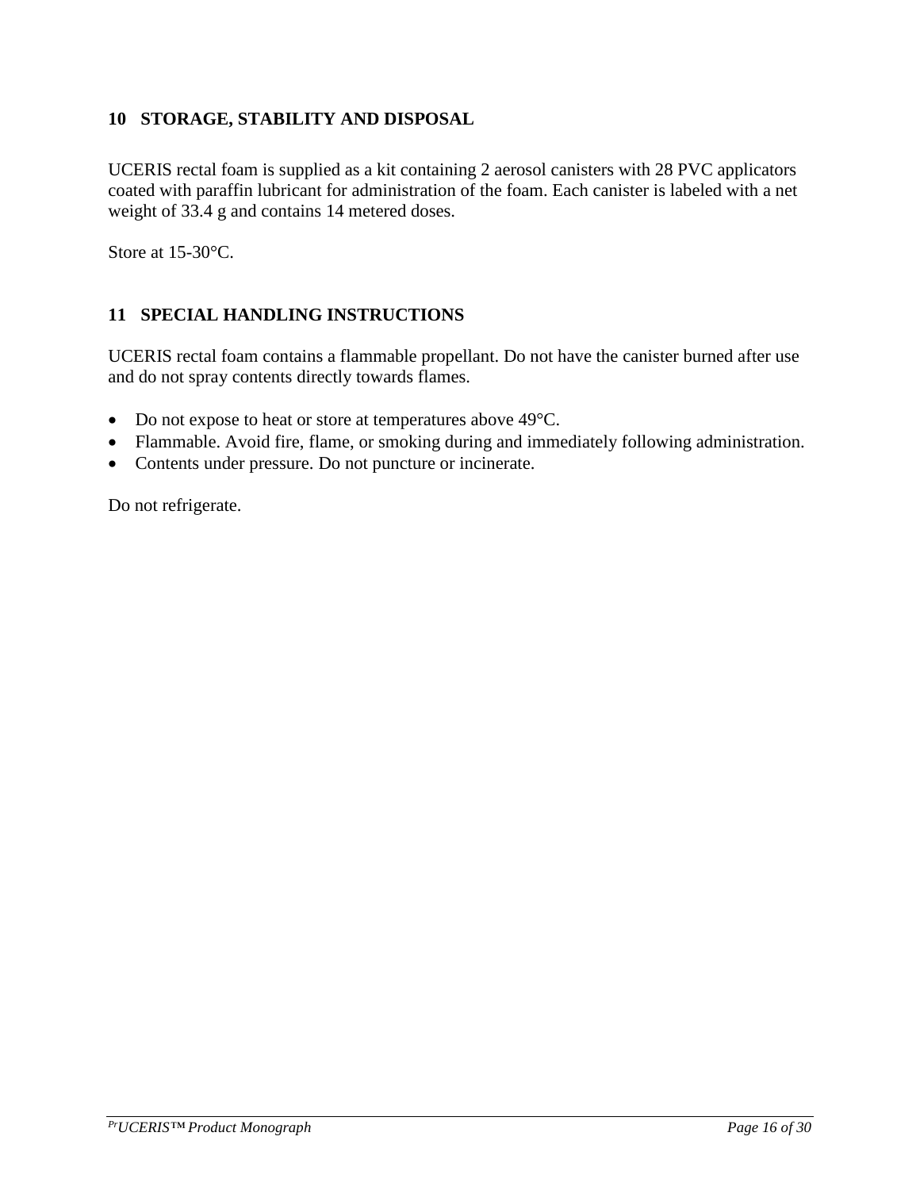## 10 STORAGE, STABILITY AND DISPOSAL

UCERIS rectal foam is supplied as a kit containing 2 aerosol canisters with 28 PVC applicators coated with paraffin lubricant for administration of the foam. Each canister is labeled with a net weight of 33.4 g and contains 14 metered doses.

Store at 15-30°C.

## 11 SPECIAL HANDLING INSTRUCTIONS

UCERIS rectal foam contains a flammable propellant. Do not have the canister burned after use and do not spray contents directly towards flames.

- Do not expose to heat or store at temperatures above 49°C.
- Flammable. Avoid fire, flame, or smoking during and immediately following administration.
- Contents under pressure. Do not puncture or incinerate.

Do not refrigerate.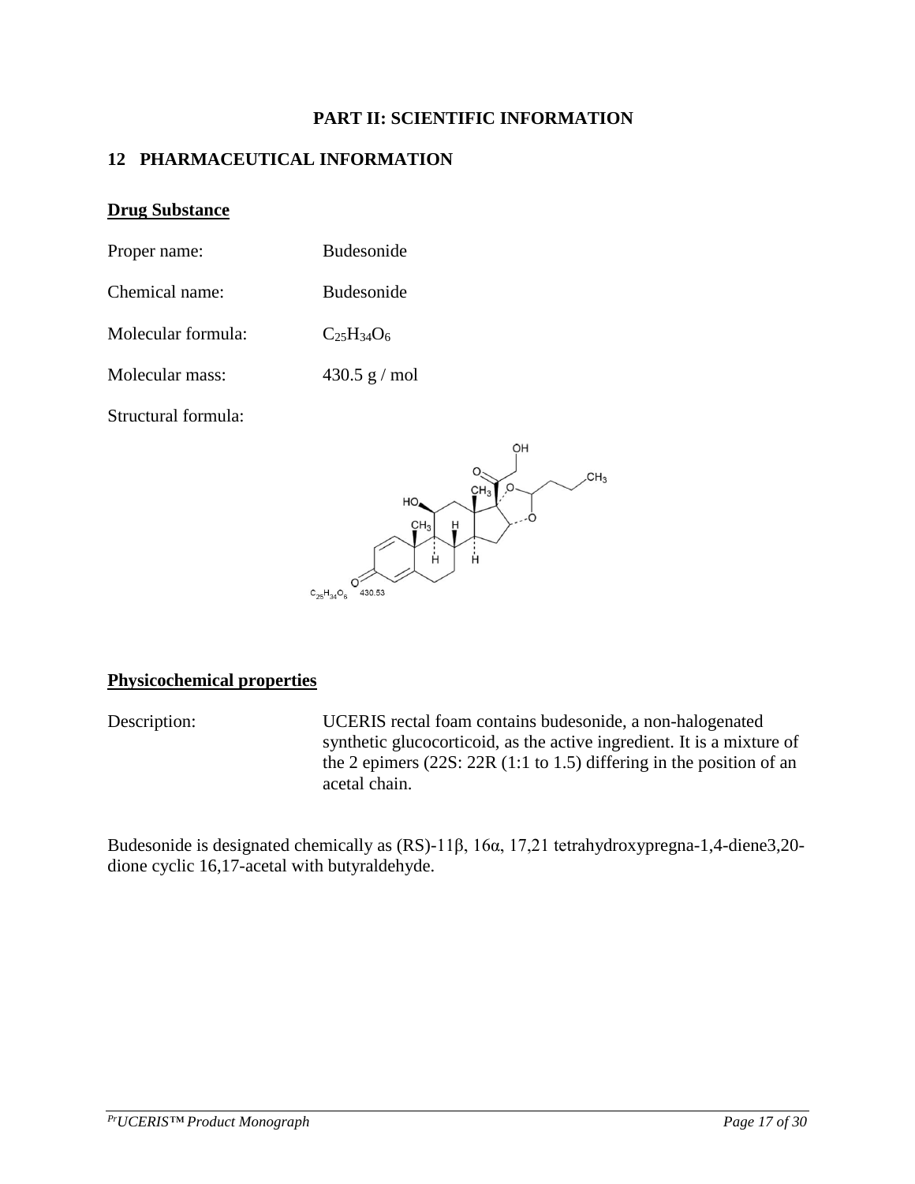# PART II: SCIENTIFIC INFORMATION

## 12 PHARMACEUTICAL INFORMATION

### Drug Substance

Proper name: Budesonide

Chemical name: Budesonide

Molecular formula: $C_{25}H_{34}O_6$

Molecular mass: 430.5 g / mol

Structural formula:

$C_{25}H_{34}O_6$ 430.53

### Physicochemical properties

Description: UCERIS rectal foam contains budesonide, a non-halogenated synthetic glucocorticoid, as the active ingredient. It is a mixture of the 2 epimers (22S: 22R (1:1 to 1.5) differing in the position of an acetal chain.

Budesonide is designated chemically as (RS)-11β, 16α, 17,21 tetrahydroxypregna-1,4-diene3,20-dione cyclic 16,17-acetal with butyraldehyde.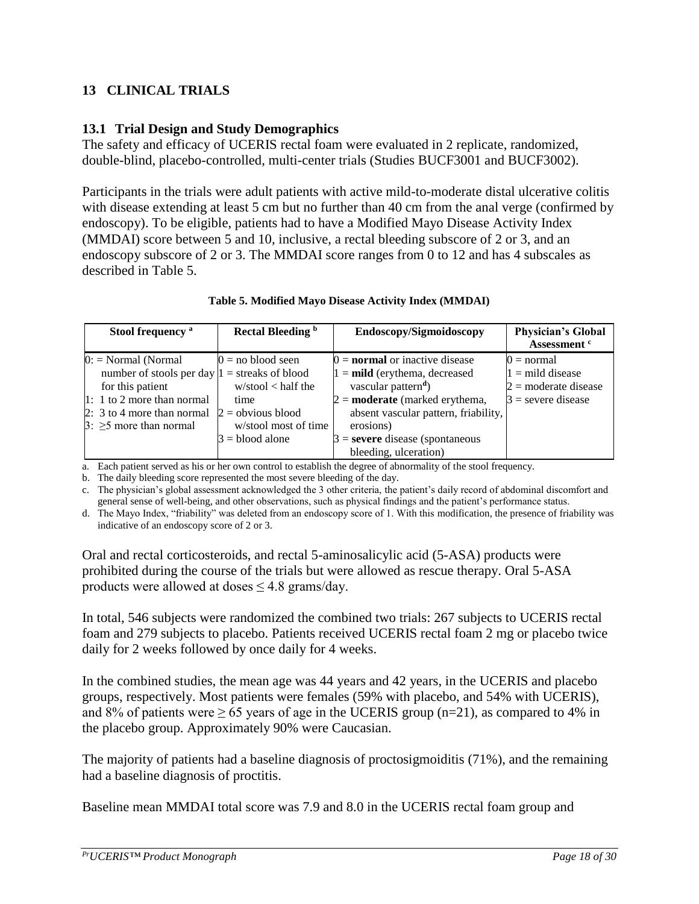## 13 CLINICAL TRIALS

### 13.1 Trial Design and Study Demographics

The safety and efficacy of UCERIS rectal foam were evaluated in 2 replicate, randomized, double-blind, placebo-controlled, multi-center trials (Studies BUCF3001 and BUCF3002).

Participants in the trials were adult patients with active mild-to-moderate distal ulcerative colitis with disease extending at least 5 cm but no further than 40 cm from the anal verge (confirmed by endoscopy). To be eligible, patients had to have a Modified Mayo Disease Activity Index (MMDAI) score between 5 and 10, inclusive, a rectal bleeding subscore of 2 or 3, and an endoscopy subscore of 2 or 3. The MMDAI score ranges from 0 to 12 and has 4 subscales as described in Table 5.

**Table 5. Modified Mayo Disease Activity Index (MMDAI)**

| Stool frequency [a] | Rectal Bleeding [b] | Endoscopy/Sigmoidoscopy | Physician's Global Assessment [c] |
|---|---|---|---|
| 0: = Normal (Normal number of stools per day for this patient<br>1: 1 to 2 more than normal<br>2: 3 to 4 more than normal<br>3: ≥5 more than normal | 0 = no blood seen<br>1 = streaks of blood w/stool < half the time<br>2 = obvious blood w/stool most of time<br>3 = blood alone | 0 = **normal** or inactive disease<br>1 = **mild** (erythema, decreased vascular pattern[d])<br>2 = **moderate** (marked erythema, absent vascular pattern, friability, erosions)<br>3 = **severe** disease (spontaneous bleeding, ulceration) | 0 = normal<br>1 = mild disease<br>2 = moderate disease<br>3 = severe disease |

a. Each patient served as his or her own control to establish the degree of abnormality of the stool frequency.
b. The daily bleeding score represented the most severe bleeding of the day.
c. The physician's global assessment acknowledged the 3 other criteria, the patient's daily record of abdominal discomfort and general sense of well-being, and other observations, such as physical findings and the patient's performance status.
d. The Mayo Index, "friability" was deleted from an endoscopy score of 1. With this modification, the presence of friability was indicative of an endoscopy score of 2 or 3.

Oral and rectal corticosteroids, and rectal 5-aminosalicylic acid (5-ASA) products were prohibited during the course of the trials but were allowed as rescue therapy. Oral 5-ASA products were allowed at doses ≤ 4.8 grams/day.

In total, 546 subjects were randomized the combined two trials: 267 subjects to UCERIS rectal foam and 279 subjects to placebo. Patients received UCERIS rectal foam 2 mg or placebo twice daily for 2 weeks followed by once daily for 4 weeks.

In the combined studies, the mean age was 44 years and 42 years, in the UCERIS and placebo groups, respectively. Most patients were females (59% with placebo, and 54% with UCERIS), and 8% of patients were ≥ 65 years of age in the UCERIS group (n=21), as compared to 4% in the placebo group. Approximately 90% were Caucasian.

The majority of patients had a baseline diagnosis of proctosigmoiditis (71%), and the remaining had a baseline diagnosis of proctitis.

Baseline mean MMDAI total score was 7.9 and 8.0 in the UCERIS rectal foam group and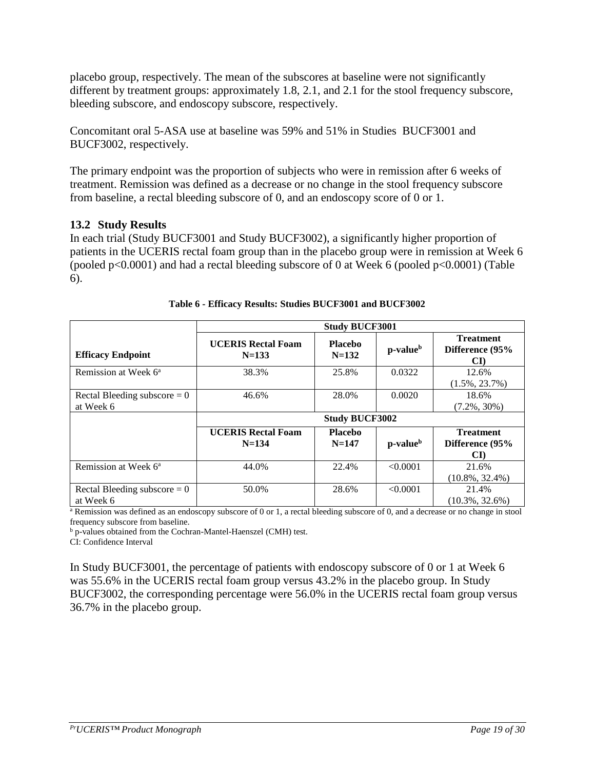placebo group, respectively. The mean of the subscores at baseline were not significantly different by treatment groups: approximately 1.8, 2.1, and 2.1 for the stool frequency subscore, bleeding subscore, and endoscopy subscore, respectively.

Concomitant oral 5-ASA use at baseline was 59% and 51% in Studies BUCF3001 and BUCF3002, respectively.

The primary endpoint was the proportion of subjects who were in remission after 6 weeks of treatment. Remission was defined as a decrease or no change in the stool frequency subscore from baseline, a rectal bleeding subscore of 0, and an endoscopy score of 0 or 1.

## 13.2 Study Results

In each trial (Study BUCF3001 and Study BUCF3002), a significantly higher proportion of patients in the UCERIS rectal foam group than in the placebo group were in remission at Week 6 (pooled $p<0.0001$) and had a rectal bleeding subscore of 0 at Week 6 (pooled $p<0.0001$) (Table 6).

**Table 6 - Efficacy Results: Studies BUCF3001 and BUCF3002**

| | **Study BUCF3001** | | | |
|---|---|---|---|---|
| **Efficacy Endpoint** | **UCERIS Rectal Foam N=133** | **Placebo N=132** | **p-value[b]** | **Treatment Difference (95% CI)** |
| Remission at Week 6[a] | 38.3% | 25.8% | 0.0322 | 12.6% (1.5%, 23.7%) |
| Rectal Bleeding subscore = 0 at Week 6 | 46.6% | 28.0% | 0.0020 | 18.6% (7.2%, 30%) |
| | **Study BUCF3002** | | | |
| | **UCERIS Rectal Foam N=134** | **Placebo N=147** | **p-value[b]** | **Treatment Difference (95% CI)** |
| Remission at Week 6[a] | 44.0% | 22.4% | <0.0001 | 21.6% (10.8%, 32.4%) |
| Rectal Bleeding subscore = 0 at Week 6 | 50.0% | 28.6% | <0.0001 | 21.4% (10.3%, 32.6%) |

[a] Remission was defined as an endoscopy subscore of 0 or 1, a rectal bleeding subscore of 0, and a decrease or no change in stool frequency subscore from baseline.

[b] p-values obtained from the Cochran-Mantel-Haenszel (CMH) test.

CI: Confidence Interval

In Study BUCF3001, the percentage of patients with endoscopy subscore of 0 or 1 at Week 6 was 55.6% in the UCERIS rectal foam group versus 43.2% in the placebo group. In Study BUCF3002, the corresponding percentage were 56.0% in the UCERIS rectal foam group versus 36.7% in the placebo group.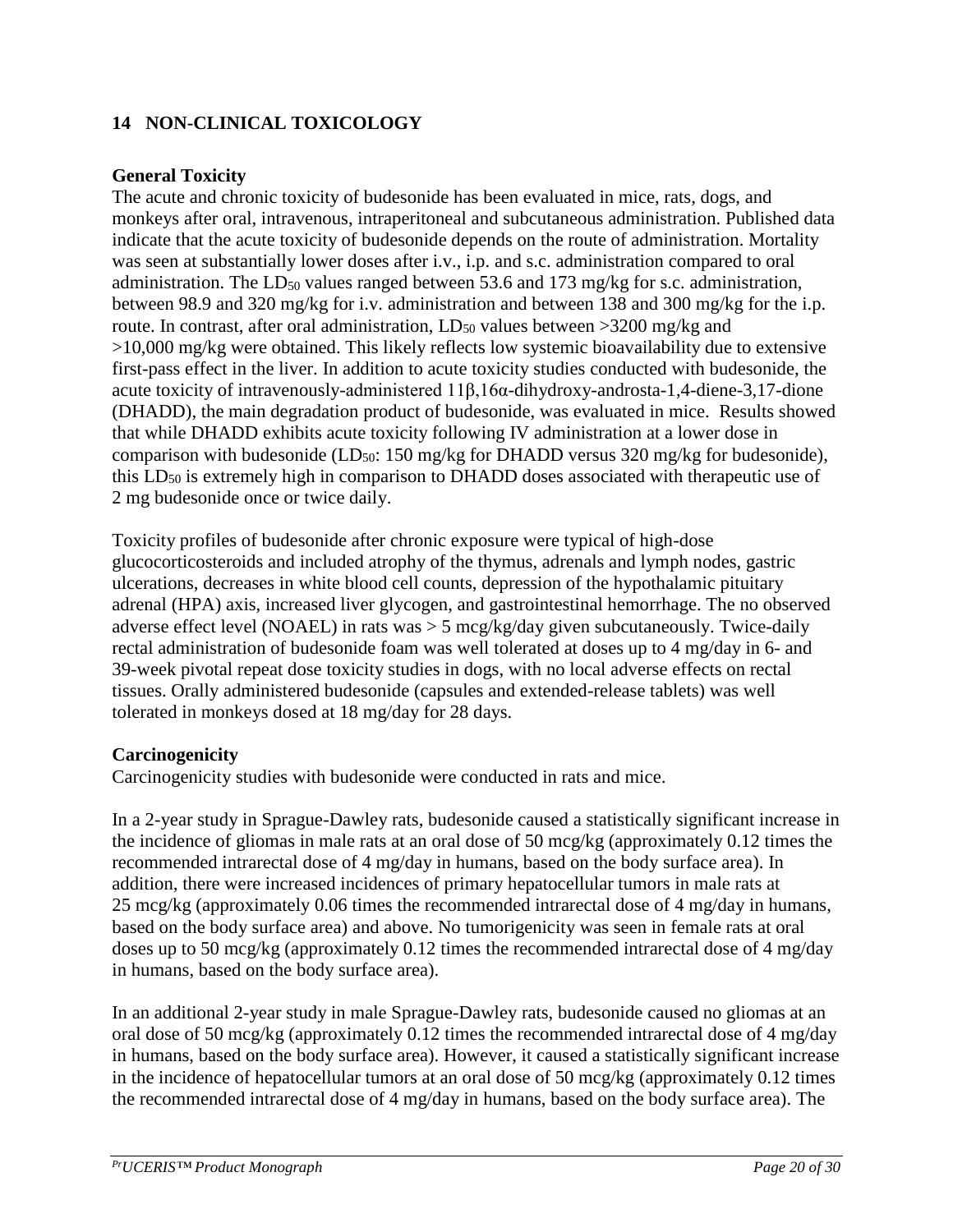## 14 NON-CLINICAL TOXICOLOGY

### General Toxicity

The acute and chronic toxicity of budesonide has been evaluated in mice, rats, dogs, and monkeys after oral, intravenous, intraperitoneal and subcutaneous administration. Published data indicate that the acute toxicity of budesonide depends on the route of administration. Mortality was seen at substantially lower doses after i.v., i.p. and s.c. administration compared to oral administration. The $LD_{50}$ values ranged between 53.6 and 173 mg/kg for s.c. administration, between 98.9 and 320 mg/kg for i.v. administration and between 138 and 300 mg/kg for the i.p. route. In contrast, after oral administration, $LD_{50}$ values between >3200 mg/kg and >10,000 mg/kg were obtained. This likely reflects low systemic bioavailability due to extensive first-pass effect in the liver. In addition to acute toxicity studies conducted with budesonide, the acute toxicity of intravenously-administered 11β,16α-dihydroxy-androsta-1,4-diene-3,17-dione (DHADD), the main degradation product of budesonide, was evaluated in mice. Results showed that while DHADD exhibits acute toxicity following IV administration at a lower dose in comparison with budesonide ($LD_{50}$: 150 mg/kg for DHADD versus 320 mg/kg for budesonide), this $LD_{50}$ is extremely high in comparison to DHADD doses associated with therapeutic use of 2 mg budesonide once or twice daily.

Toxicity profiles of budesonide after chronic exposure were typical of high-dose glucocorticosteroids and included atrophy of the thymus, adrenals and lymph nodes, gastric ulcerations, decreases in white blood cell counts, depression of the hypothalamic pituitary adrenal (HPA) axis, increased liver glycogen, and gastrointestinal hemorrhage. The no observed adverse effect level (NOAEL) in rats was > 5 mcg/kg/day given subcutaneously. Twice-daily rectal administration of budesonide foam was well tolerated at doses up to 4 mg/day in 6- and 39-week pivotal repeat dose toxicity studies in dogs, with no local adverse effects on rectal tissues. Orally administered budesonide (capsules and extended-release tablets) was well tolerated in monkeys dosed at 18 mg/day for 28 days.

### Carcinogenicity

Carcinogenicity studies with budesonide were conducted in rats and mice.

In a 2-year study in Sprague-Dawley rats, budesonide caused a statistically significant increase in the incidence of gliomas in male rats at an oral dose of 50 mcg/kg (approximately 0.12 times the recommended intrarectal dose of 4 mg/day in humans, based on the body surface area). In addition, there were increased incidences of primary hepatocellular tumors in male rats at 25 mcg/kg (approximately 0.06 times the recommended intrarectal dose of 4 mg/day in humans, based on the body surface area) and above. No tumorigenicity was seen in female rats at oral doses up to 50 mcg/kg (approximately 0.12 times the recommended intrarectal dose of 4 mg/day in humans, based on the body surface area).

In an additional 2-year study in male Sprague-Dawley rats, budesonide caused no gliomas at an oral dose of 50 mcg/kg (approximately 0.12 times the recommended intrarectal dose of 4 mg/day in humans, based on the body surface area). However, it caused a statistically significant increase in the incidence of hepatocellular tumors at an oral dose of 50 mcg/kg (approximately 0.12 times the recommended intrarectal dose of 4 mg/day in humans, based on the body surface area). The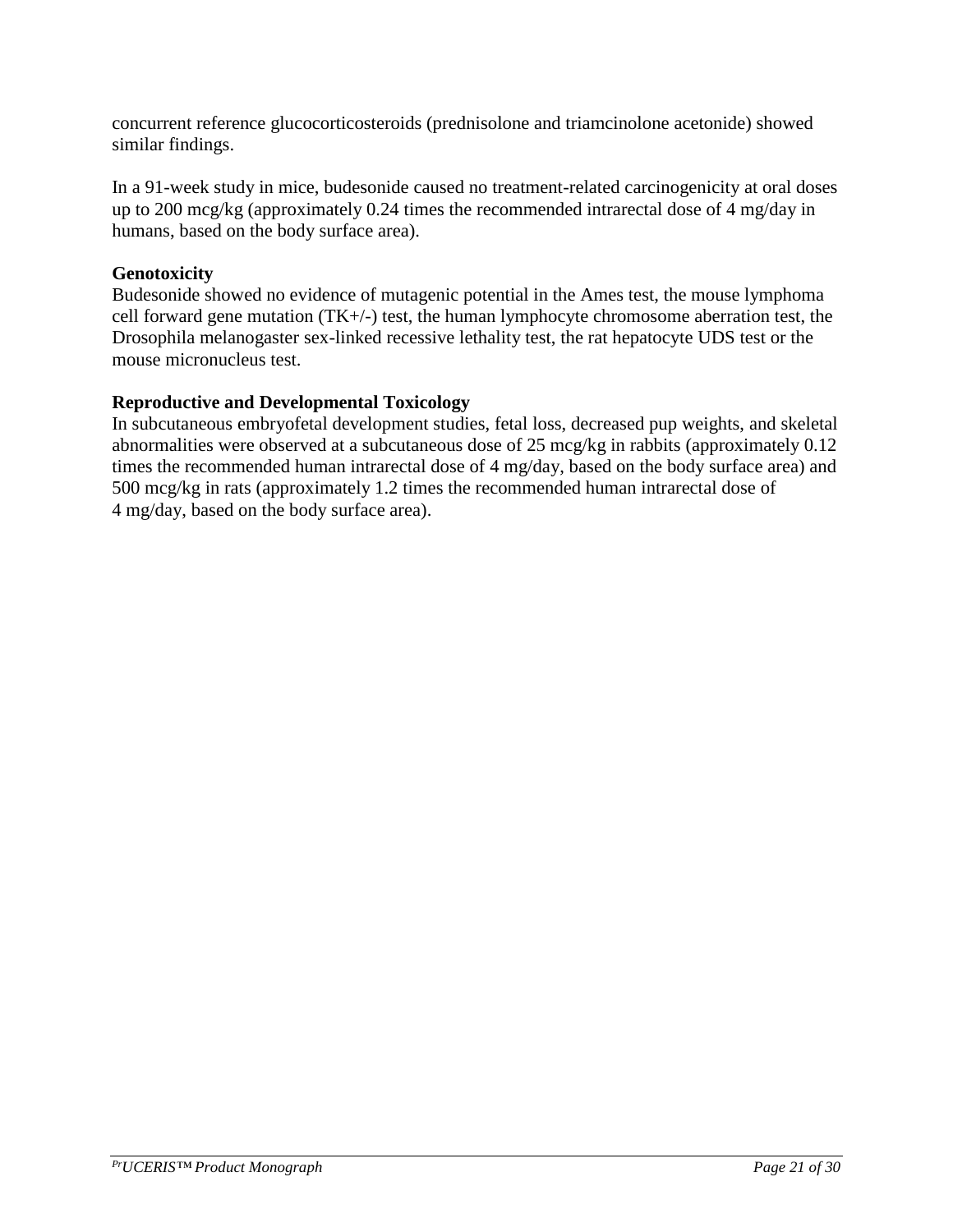concurrent reference glucocorticosteroids (prednisolone and triamcinolone acetonide) showed similar findings.

In a 91-week study in mice, budesonide caused no treatment-related carcinogenicity at oral doses up to 200 mcg/kg (approximately 0.24 times the recommended intrarectal dose of 4 mg/day in humans, based on the body surface area).

**Genotoxicity**

Budesonide showed no evidence of mutagenic potential in the Ames test, the mouse lymphoma cell forward gene mutation (TK+/-) test, the human lymphocyte chromosome aberration test, the Drosophila melanogaster sex-linked recessive lethality test, the rat hepatocyte UDS test or the mouse micronucleus test.

**Reproductive and Developmental Toxicology**

In subcutaneous embryofetal development studies, fetal loss, decreased pup weights, and skeletal abnormalities were observed at a subcutaneous dose of 25 mcg/kg in rabbits (approximately 0.12 times the recommended human intrarectal dose of 4 mg/day, based on the body surface area) and 500 mcg/kg in rats (approximately 1.2 times the recommended human intrarectal dose of 4 mg/day, based on the body surface area).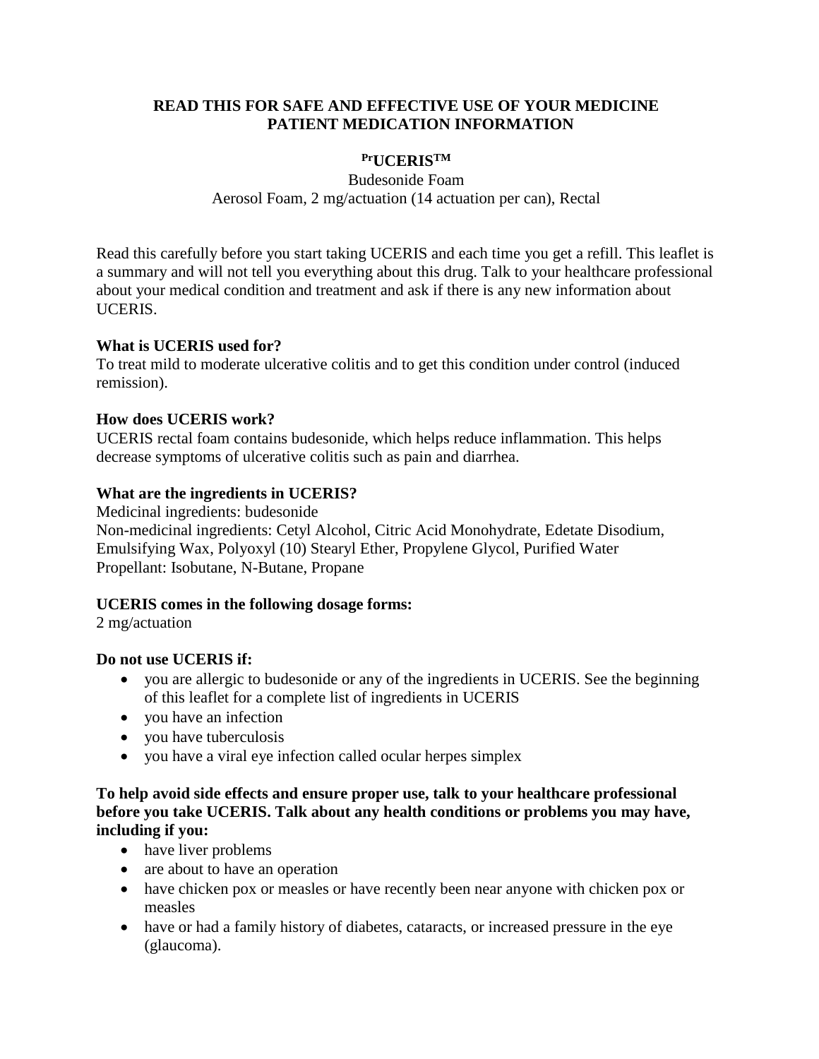**READ THIS FOR SAFE AND EFFECTIVE USE OF YOUR MEDICINE**
**PATIENT MEDICATION INFORMATION**

**PrUCERIS™**

Budesonide Foam
Aerosol Foam, 2 mg/actuation (14 actuation per can), Rectal

Read this carefully before you start taking UCERIS and each time you get a refill. This leaflet is a summary and will not tell you everything about this drug. Talk to your healthcare professional about your medical condition and treatment and ask if there is any new information about UCERIS.

**What is UCERIS used for?**
To treat mild to moderate ulcerative colitis and to get this condition under control (induced remission).

**How does UCERIS work?**
UCERIS rectal foam contains budesonide, which helps reduce inflammation. This helps decrease symptoms of ulcerative colitis such as pain and diarrhea.

**What are the ingredients in UCERIS?**
Medicinal ingredients: budesonide
Non-medicinal ingredients: Cetyl Alcohol, Citric Acid Monohydrate, Edetate Disodium, Emulsifying Wax, Polyoxyl (10) Stearyl Ether, Propylene Glycol, Purified Water
Propellant: Isobutane, N-Butane, Propane

**UCERIS comes in the following dosage forms:**
2 mg/actuation

**Do not use UCERIS if:**

- you are allergic to budesonide or any of the ingredients in UCERIS. See the beginning of this leaflet for a complete list of ingredients in UCERIS
- you have an infection
- you have tuberculosis
- you have a viral eye infection called ocular herpes simplex

**To help avoid side effects and ensure proper use, talk to your healthcare professional before you take UCERIS. Talk about any health conditions or problems you may have, including if you:**

- have liver problems
- are about to have an operation
- have chicken pox or measles or have recently been near anyone with chicken pox or measles
- have or had a family history of diabetes, cataracts, or increased pressure in the eye (glaucoma).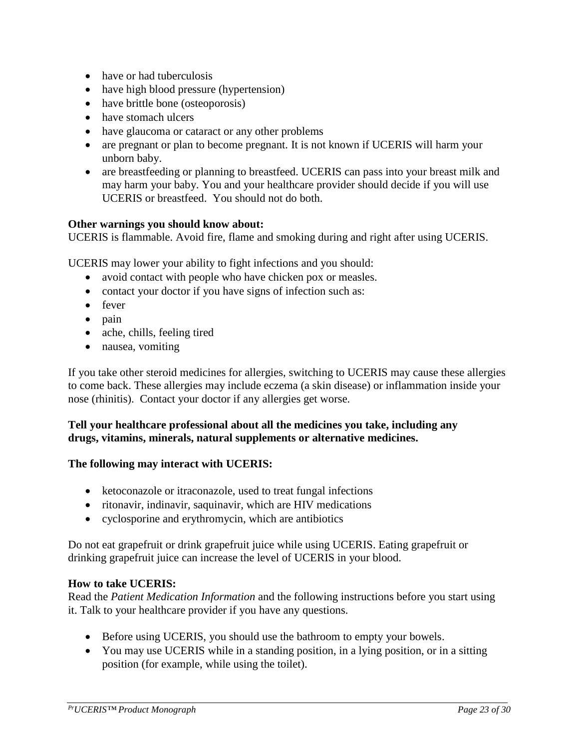- have or had tuberculosis
- have high blood pressure (hypertension)
- have brittle bone (osteoporosis)
- have stomach ulcers
- have glaucoma or cataract or any other problems
- are pregnant or plan to become pregnant. It is not known if UCERIS will harm your unborn baby.
- are breastfeeding or planning to breastfeed. UCERIS can pass into your breast milk and may harm your baby. You and your healthcare provider should decide if you will use UCERIS or breastfeed. You should not do both.

**Other warnings you should know about:**
UCERIS is flammable. Avoid fire, flame and smoking during and right after using UCERIS.

UCERIS may lower your ability to fight infections and you should:

- avoid contact with people who have chicken pox or measles.
- contact your doctor if you have signs of infection such as:
- fever
- pain
- ache, chills, feeling tired
- nausea, vomiting

If you take other steroid medicines for allergies, switching to UCERIS may cause these allergies to come back. These allergies may include eczema (a skin disease) or inflammation inside your nose (rhinitis). Contact your doctor if any allergies get worse.

**Tell your healthcare professional about all the medicines you take, including any drugs, vitamins, minerals, natural supplements or alternative medicines.**

**The following may interact with UCERIS:**

- ketoconazole or itraconazole, used to treat fungal infections
- ritonavir, indinavir, saquinavir, which are HIV medications
- cyclosporine and erythromycin, which are antibiotics

Do not eat grapefruit or drink grapefruit juice while using UCERIS. Eating grapefruit or drinking grapefruit juice can increase the level of UCERIS in your blood.

**How to take UCERIS:**
Read the *Patient Medication Information* and the following instructions before you start using it. Talk to your healthcare provider if you have any questions.

- Before using UCERIS, you should use the bathroom to empty your bowels.
- You may use UCERIS while in a standing position, in a lying position, or in a sitting position (for example, while using the toilet).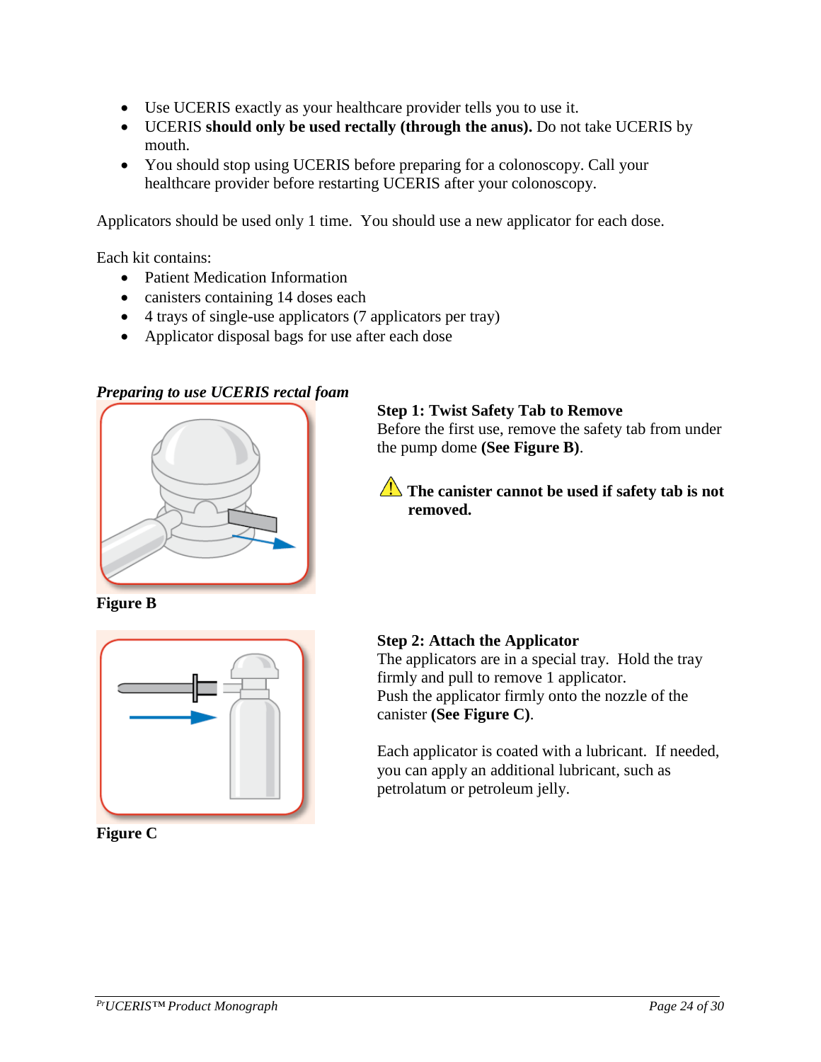- Use UCERIS exactly as your healthcare provider tells you to use it.
- UCERIS **should only be used rectally (through the anus).** Do not take UCERIS by mouth.
- You should stop using UCERIS before preparing for a colonoscopy. Call your healthcare provider before restarting UCERIS after your colonoscopy.

Applicators should be used only 1 time. You should use a new applicator for each dose.

Each kit contains:

- Patient Medication Information
- canisters containing 14 doses each
- 4 trays of single-use applicators (7 applicators per tray)
- Applicator disposal bags for use after each dose

***Preparing to use UCERIS rectal foam***

**Figure B**

**Step 1: Twist Safety Tab to Remove**
Before the first use, remove the safety tab from under the pump dome **(See Figure B)**.

⚠ **The canister cannot be used if safety tab is not removed.**

**Figure C**

**Step 2: Attach the Applicator**
The applicators are in a special tray. Hold the tray firmly and pull to remove 1 applicator.
Push the applicator firmly onto the nozzle of the canister **(See Figure C)**.

Each applicator is coated with a lubricant. If needed, you can apply an additional lubricant, such as petrolatum or petroleum jelly.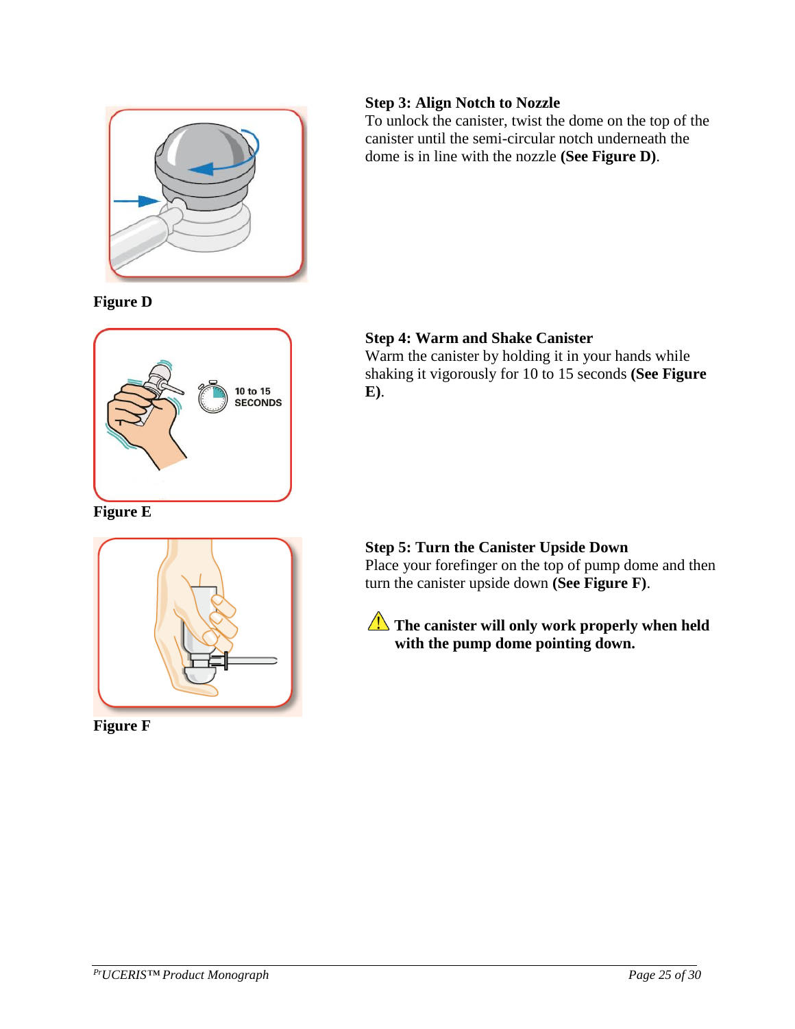**Step 3: Align Notch to Nozzle**

To unlock the canister, twist the dome on the top of the canister until the semi-circular notch underneath the dome is in line with the nozzle **(See Figure D)**.

**Figure D**

**Step 4: Warm and Shake Canister**

Warm the canister by holding it in your hands while shaking it vigorously for 10 to 15 seconds **(See Figure E)**.

**Figure E**

**Step 5: Turn the Canister Upside Down**

Place your forefinger on the top of pump dome and then turn the canister upside down **(See Figure F)**.

⚠ **The canister will only work properly when held with the pump dome pointing down.**

**Figure F**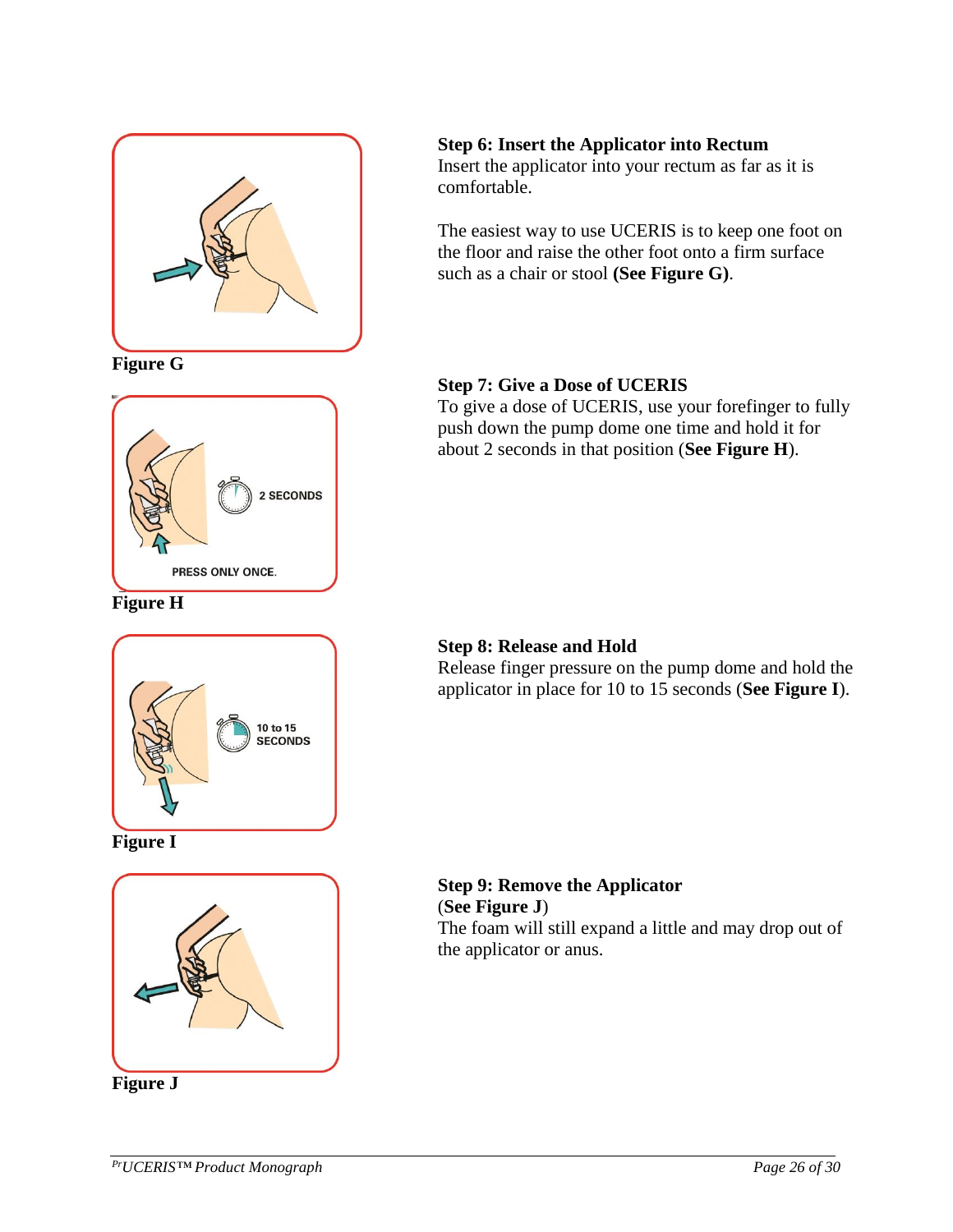**Step 6: Insert the Applicator into Rectum**

Insert the applicator into your rectum as far as it is comfortable.

The easiest way to use UCERIS is to keep one foot on the floor and raise the other foot onto a firm surface such as a chair or stool **(See Figure G)**.

Figure G

**Step 7: Give a Dose of UCERIS**

To give a dose of UCERIS, use your forefinger to fully push down the pump dome one time and hold it for about 2 seconds in that position (**See Figure H**).

2 SECONDS

PRESS ONLY ONCE.

Figure H

**Step 8: Release and Hold**

Release finger pressure on the pump dome and hold the applicator in place for 10 to 15 seconds (**See Figure I**).

10 to 15 SECONDS

Figure I

**Step 9: Remove the Applicator**

(**See Figure J**)

The foam will still expand a little and may drop out of the applicator or anus.

Figure J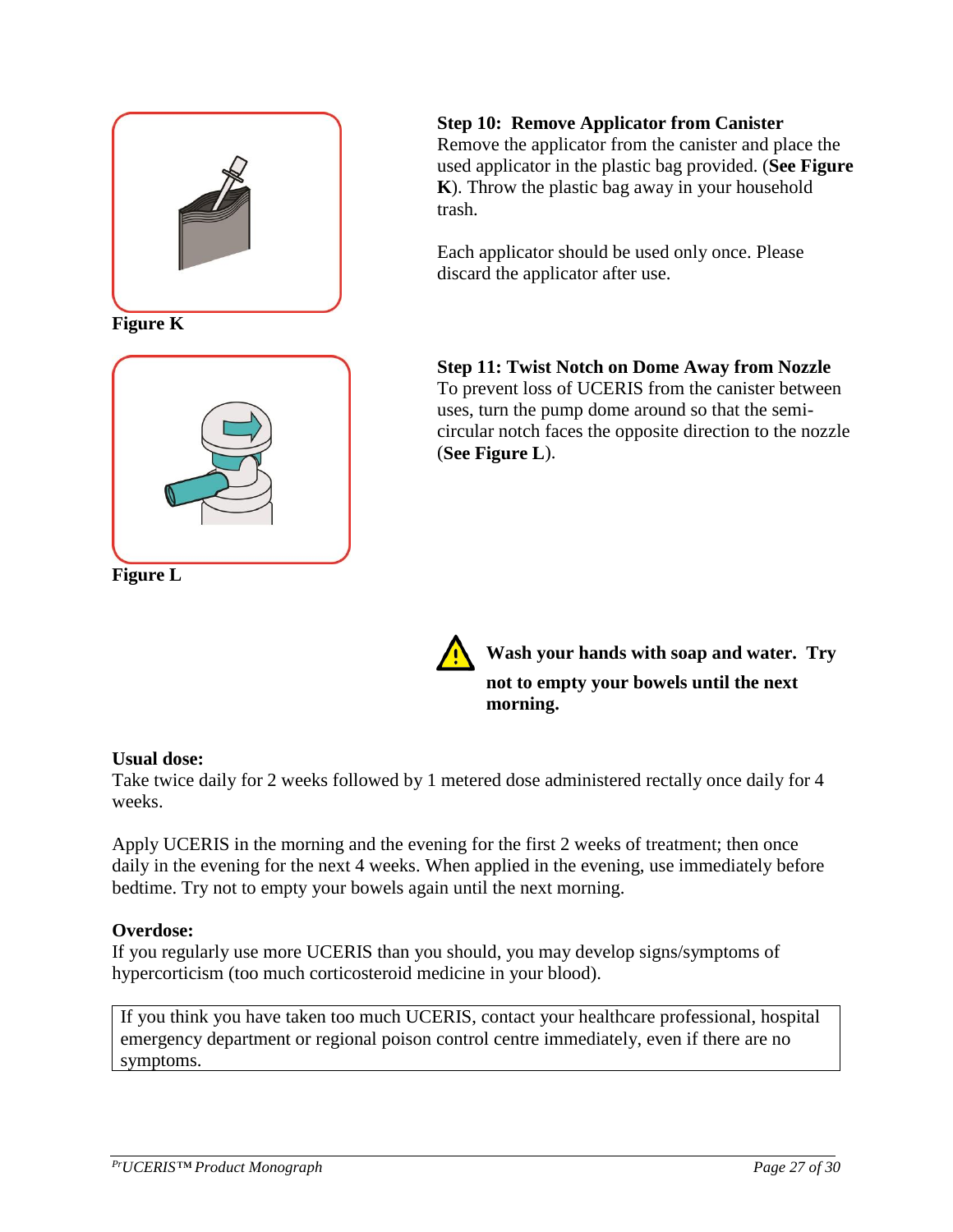Figure K

**Step 10: Remove Applicator from Canister**
Remove the applicator from the canister and place the used applicator in the plastic bag provided. (**See Figure K**). Throw the plastic bag away in your household trash.

Each applicator should be used only once. Please discard the applicator after use.

Figure L

**Step 11: Twist Notch on Dome Away from Nozzle**
To prevent loss of UCERIS from the canister between uses, turn the pump dome around so that the semi-circular notch faces the opposite direction to the nozzle (**See Figure L**).

**Wash your hands with soap and water. Try not to empty your bowels until the next morning.**

**Usual dose:**
Take twice daily for 2 weeks followed by 1 metered dose administered rectally once daily for 4 weeks.

Apply UCERIS in the morning and the evening for the first 2 weeks of treatment; then once daily in the evening for the next 4 weeks. When applied in the evening, use immediately before bedtime. Try not to empty your bowels again until the next morning.

**Overdose:**
If you regularly use more UCERIS than you should, you may develop signs/symptoms of hypercorticism (too much corticosteroid medicine in your blood).

| If you think you have taken too much UCERIS, contact your healthcare professional, hospital emergency department or regional poison control centre immediately, even if there are no symptoms. |
|---|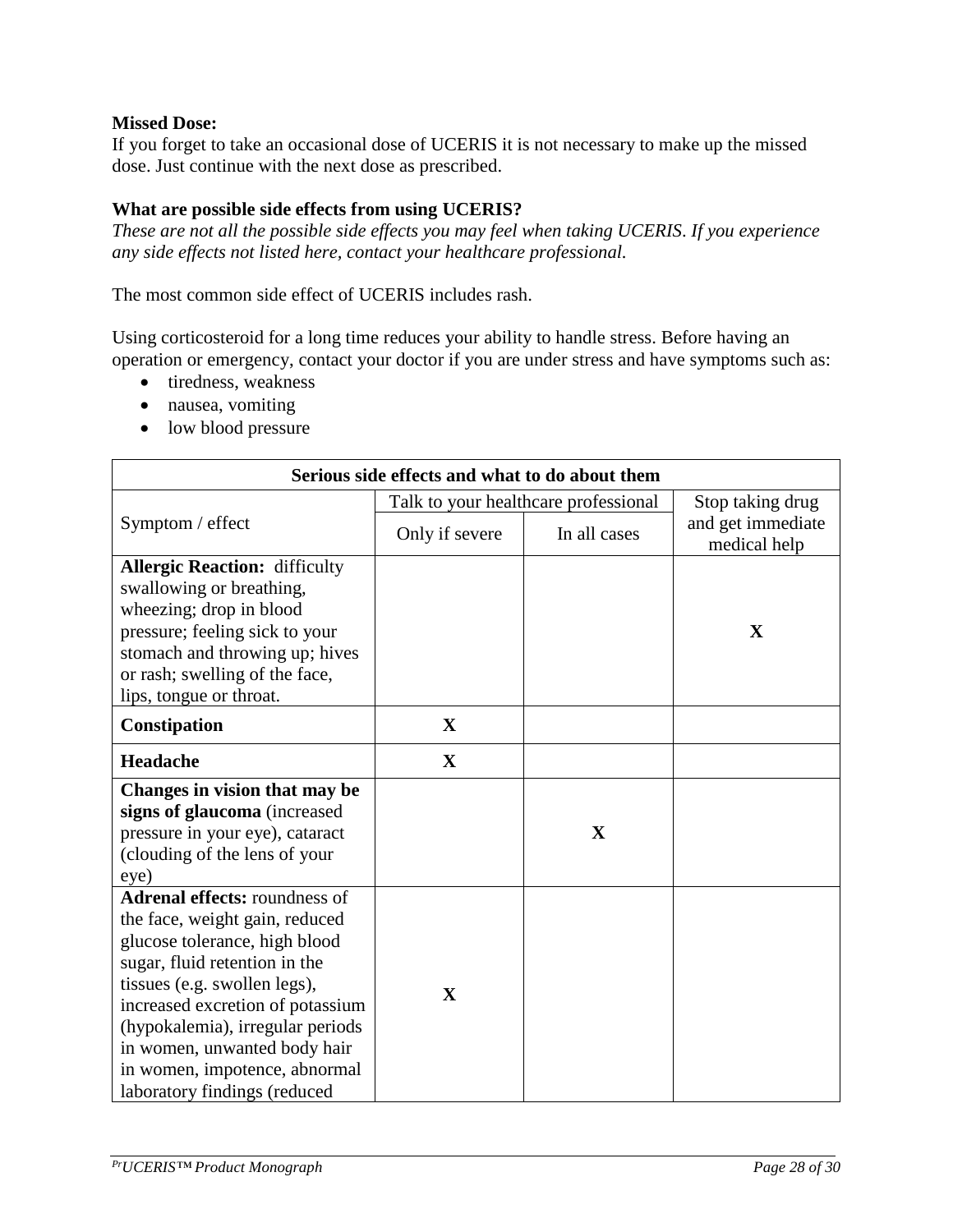**Missed Dose:**
If you forget to take an occasional dose of UCERIS it is not necessary to make up the missed dose. Just continue with the next dose as prescribed.

**What are possible side effects from using UCERIS?**
*These are not all the possible side effects you may feel when taking UCERIS. If you experience any side effects not listed here, contact your healthcare professional.*

The most common side effect of UCERIS includes rash.

Using corticosteroid for a long time reduces your ability to handle stress. Before having an operation or emergency, contact your doctor if you are under stress and have symptoms such as:

- tiredness, weakness
- nausea, vomiting
- low blood pressure

| Serious side effects and what to do about them | | | |
|---|---|---|---|
| Symptom / effect | Talk to your healthcare professional | | Stop taking drug and get immediate medical help |
| | Only if severe | In all cases | |
| **Allergic Reaction:** difficulty swallowing or breathing, wheezing; drop in blood pressure; feeling sick to your stomach and throwing up; hives or rash; swelling of the face, lips, tongue or throat. | | | **X** |
| **Constipation** | **X** | | |
| **Headache** | **X** | | |
| **Changes in vision that may be signs of glaucoma** (increased pressure in your eye), cataract (clouding of the lens of your eye) | | **X** | |
| **Adrenal effects:** roundness of the face, weight gain, reduced glucose tolerance, high blood sugar, fluid retention in the tissues (e.g. swollen legs), increased excretion of potassium (hypokalemia), irregular periods in women, unwanted body hair in women, impotence, abnormal laboratory findings (reduced | **X** | | |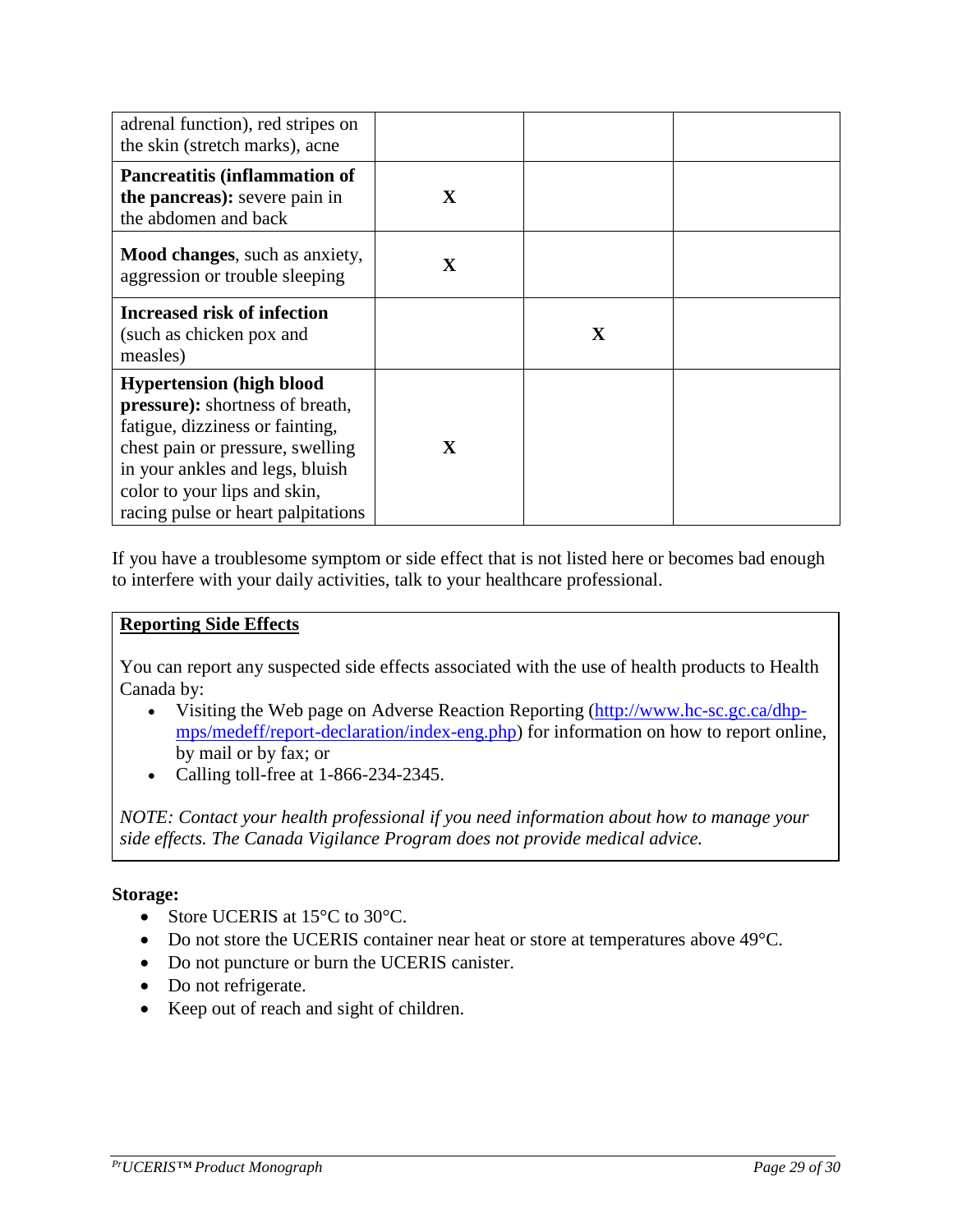| | | | |
|---|---|---|---|
| adrenal function), red stripes on the skin (stretch marks), acne | | | |
| **Pancreatitis (inflammation of the pancreas):** severe pain in the abdomen and back | X | | |
| **Mood changes**, such as anxiety, aggression or trouble sleeping | X | | |
| **Increased risk of infection** (such as chicken pox and measles) | | X | |
| **Hypertension (high blood pressure):** shortness of breath, fatigue, dizziness or fainting, chest pain or pressure, swelling in your ankles and legs, bluish color to your lips and skin, racing pulse or heart palpitations | X | | |

If you have a troublesome symptom or side effect that is not listed here or becomes bad enough to interfere with your daily activities, talk to your healthcare professional.

**Reporting Side Effects**

You can report any suspected side effects associated with the use of health products to Health Canada by:

- Visiting the Web page on Adverse Reaction Reporting (http://www.hc-sc.gc.ca/dhp-mps/medeff/report-declaration/index-eng.php) for information on how to report online, by mail or by fax; or
- Calling toll-free at 1-866-234-2345.

*NOTE: Contact your health professional if you need information about how to manage your side effects. The Canada Vigilance Program does not provide medical advice.*

**Storage:**

- Store UCERIS at 15°C to 30°C.
- Do not store the UCERIS container near heat or store at temperatures above 49°C.
- Do not puncture or burn the UCERIS canister.
- Do not refrigerate.
- Keep out of reach and sight of children.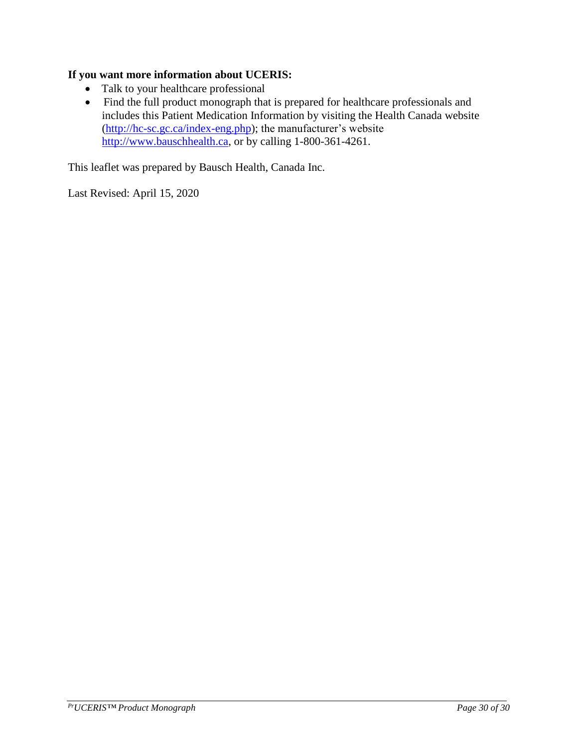**If you want more information about UCERIS:**

- Talk to your healthcare professional
- Find the full product monograph that is prepared for healthcare professionals and includes this Patient Medication Information by visiting the Health Canada website (http://hc-sc.gc.ca/index-eng.php); the manufacturer's website http://www.bauschhealth.ca, or by calling 1-800-361-4261.

This leaflet was prepared by Bausch Health, Canada Inc.

Last Revised: April 15, 2020